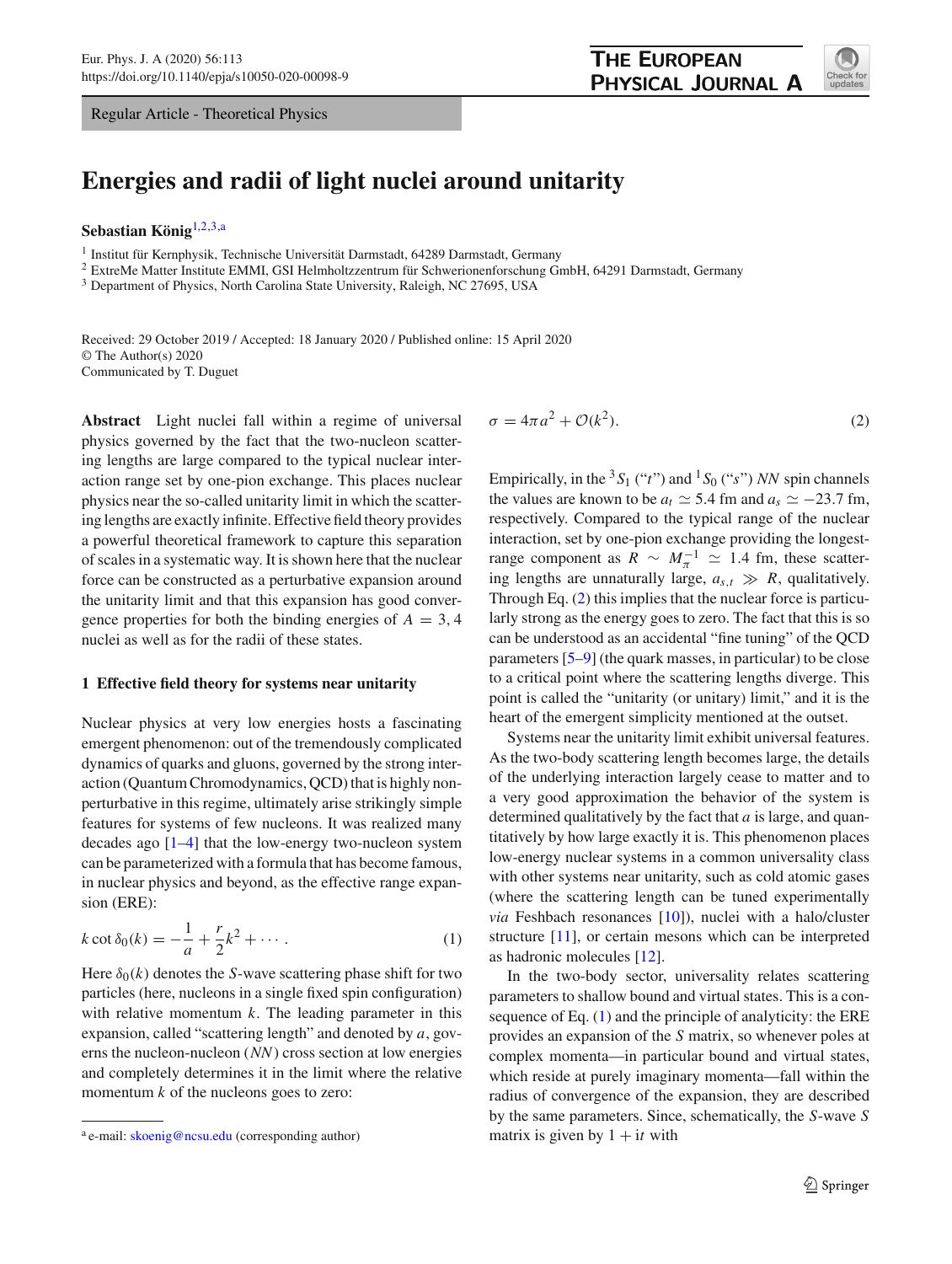Regular Article - Theoretical Physics

# Energies and radii of light nuclei around unitarity

**Sebastian König**[1,2,3,a]

[1] Institut für Kernphysik, Technische Universität Darmstadt, 64289 Darmstadt, Germany
[2] ExtreMe Matter Institute EMMI, GSI Helmholtzzentrum für Schwerionenforschung GmbH, 64291 Darmstadt, Germany
[3] Department of Physics, North Carolina State University, Raleigh, NC 27695, USA

Received: 29 October 2019 / Accepted: 18 January 2020 / Published online: 15 April 2020
© The Author(s) 2020
Communicated by T. Duguet

**Abstract** Light nuclei fall within a regime of universal physics governed by the fact that the two-nucleon scattering lengths are large compared to the typical nuclear interaction range set by one-pion exchange. This places nuclear physics near the so-called unitarity limit in which the scattering lengths are exactly infinite. Effective field theory provides a powerful theoretical framework to capture this separation of scales in a systematic way. It is shown here that the nuclear force can be constructed as a perturbative expansion around the unitarity limit and that this expansion has good convergence properties for both the binding energies of $A = 3, 4$ nuclei as well as for the radii of these states.

## 1 Effective field theory for systems near unitarity

Nuclear physics at very low energies hosts a fascinating emergent phenomenon: out of the tremendously complicated dynamics of quarks and gluons, governed by the strong interaction (Quantum Chromodynamics, QCD) that is highly nonperturbative in this regime, ultimately arise strikingly simple features for systems of few nucleons. It was realized many decades ago [1–4] that the low-energy two-nucleon system can be parameterized with a formula that has become famous, in nuclear physics and beyond, as the effective range expansion (ERE):

$$k \cot \delta_0(k) = -\frac{1}{a} + \frac{r}{2}k^2 + \cdots \,. \tag{1}$$

Here $\delta_0(k)$ denotes the $S$-wave scattering phase shift for two particles (here, nucleons in a single fixed spin configuration) with relative momentum $k$. The leading parameter in this expansion, called "scattering length" and denoted by $a$, governs the nucleon-nucleon ($NN$) cross section at low energies and completely determines it in the limit where the relative momentum $k$ of the nucleons goes to zero:

$$\sigma = 4\pi a^2 + \mathcal{O}(k^2). \tag{2}$$

Empirically, in the $^3S_1$ ("$t$") and $^1S_0$ ("$s$") $NN$ spin channels the values are known to be $a_t \simeq 5.4$ fm and $a_s \simeq -23.7$ fm, respectively. Compared to the typical range of the nuclear interaction, set by one-pion exchange providing the longest-range component as $R \sim M_\pi^{-1} \simeq 1.4$ fm, these scattering lengths are unnaturally large, $a_{s,t} \gg R$, qualitatively. Through Eq. (2) this implies that the nuclear force is particularly strong as the energy goes to zero. The fact that this is so can be understood as an accidental "fine tuning" of the QCD parameters [5–9] (the quark masses, in particular) to be close to a critical point where the scattering lengths diverge. This point is called the "unitarity (or unitary) limit," and it is the heart of the emergent simplicity mentioned at the outset.

Systems near the unitarity limit exhibit universal features. As the two-body scattering length becomes large, the details of the underlying interaction largely cease to matter and to a very good approximation the behavior of the system is determined qualitatively by the fact that $a$ is large, and quantitatively by how large exactly it is. This phenomenon places low-energy nuclear systems in a common universality class with other systems near unitarity, such as cold atomic gases (where the scattering length can be tuned experimentally *via* Feshbach resonances [10]), nuclei with a halo/cluster structure [11], or certain mesons which can be interpreted as hadronic molecules [12].

In the two-body sector, universality relates scattering parameters to shallow bound and virtual states. This is a consequence of Eq. (1) and the principle of analyticity: the ERE provides an expansion of the $S$ matrix, so whenever poles at complex momenta—in particular bound and virtual states, which reside at purely imaginary momenta—fall within the radius of convergence of the expansion, they are described by the same parameters. Since, schematically, the $S$-wave $S$ matrix is given by $1 + \mathrm{i}t$ with

[a] e-mail: skoenig@ncsu.edu (corresponding author)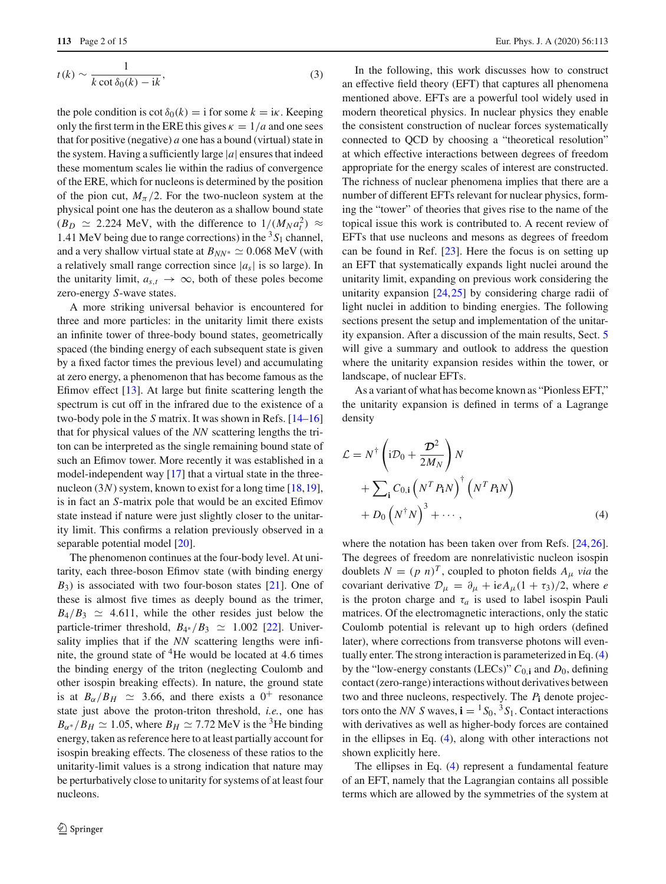$$t(k) \sim \frac{1}{k\cot\delta_0(k) - \mathrm{i}k}, \tag{3}$$

the pole condition is $\cot\delta_0(k) = \mathrm{i}$ for some $k = \mathrm{i}\kappa$. Keeping only the first term in the ERE this gives $\kappa = 1/a$ and one sees that for positive (negative) $a$ one has a bound (virtual) state in the system. Having a sufficiently large $|a|$ ensures that indeed these momentum scales lie within the radius of convergence of the ERE, which for nucleons is determined by the position of the pion cut, $M_\pi/2$. For the two-nucleon system at the physical point one has the deuteron as a shallow bound state ($B_D \simeq 2.224$ MeV, with the difference to $1/(M_N a_t^2) \approx 1.41$ MeV being due to range corrections) in the $^3S_1$ channel, and a very shallow virtual state at $B_{NN^*} \simeq 0.068$ MeV (with a relatively small range correction since $|a_s|$ is so large). In the unitarity limit, $a_{s,t} \to \infty$, both of these poles become zero-energy $S$-wave states.

A more striking universal behavior is encountered for three and more particles: in the unitarity limit there exists an infinite tower of three-body bound states, geometrically spaced (the binding energy of each subsequent state is given by a fixed factor times the previous level) and accumulating at zero energy, a phenomenon that has become famous as the Efimov effect [13]. At large but finite scattering length the spectrum is cut off in the infrared due to the existence of a two-body pole in the $S$ matrix. It was shown in Refs. [14–16] that for physical values of the $NN$ scattering lengths the triton can be interpreted as the single remaining bound state of such an Efimov tower. More recently it was established in a model-independent way [17] that a virtual state in the three-nucleon ($3N$) system, known to exist for a long time [18,19], is in fact an $S$-matrix pole that would be an excited Efimov state instead if nature were just slightly closer to the unitarity limit. This confirms a relation previously observed in a separable potential model [20].

The phenomenon continues at the four-body level. At unitarity, each three-boson Efimov state (with binding energy $B_3$) is associated with two four-boson states [21]. One of these is almost five times as deeply bound as the trimer, $B_4/B_3 \simeq 4.611$, while the other resides just below the particle-trimer threshold, $B_{4^*}/B_3 \simeq 1.002$ [22]. Universality implies that if the $NN$ scattering lengths were infinite, the ground state of $^4$He would be located at 4.6 times the binding energy of the triton (neglecting Coulomb and other isospin breaking effects). In nature, the ground state is at $B_\alpha/B_H \simeq 3.66$, and there exists a $0^+$ resonance state just above the proton-triton threshold, *i.e.*, one has $B_{\alpha^*}/B_H \simeq 1.05$, where $B_H \simeq 7.72$ MeV is the $^3$He binding energy, taken as reference here to at least partially account for isospin breaking effects. The closeness of these ratios to the unitarity-limit values is a strong indication that nature may be perturbatively close to unitarity for systems of at least four nucleons.

In the following, this work discusses how to construct an effective field theory (EFT) that captures all phenomena mentioned above. EFTs are a powerful tool widely used in modern theoretical physics. In nuclear physics they enable the consistent construction of nuclear forces systematically connected to QCD by choosing a "theoretical resolution" at which effective interactions between degrees of freedom appropriate for the energy scales of interest are constructed. The richness of nuclear phenomena implies that there are a number of different EFTs relevant for nuclear physics, forming the "tower" of theories that gives rise to the name of the topical issue this work is contributed to. A recent review of EFTs that use nucleons and mesons as degrees of freedom can be found in Ref. [23]. Here the focus is on setting up an EFT that systematically expands light nuclei around the unitarity limit, expanding on previous work considering the unitarity expansion [24,25] by considering charge radii of light nuclei in addition to binding energies. The following sections present the setup and implementation of the unitarity expansion. After a discussion of the main results, Sect. 5 will give a summary and outlook to address the question where the unitarity expansion resides within the tower, or landscape, of nuclear EFTs.

As a variant of what has become known as "Pionless EFT," the unitarity expansion is defined in terms of a Lagrange density

$$\mathcal{L} = N^\dagger\left(\mathrm{i}\mathcal{D}_0 + \frac{\boldsymbol{\mathcal{D}}^2}{2M_N}\right)N + \sum\nolimits_{\mathbf{i}} C_{0,\mathbf{i}}\left(N^T P_{\mathbf{i}} N\right)^\dagger\left(N^T P_{\mathbf{i}} N\right) + D_0\left(N^\dagger N\right)^3 + \cdots, \tag{4}$$

where the notation has been taken over from Refs. [24,26]. The degrees of freedom are nonrelativistic nucleon isospin doublets $N = (p\ n)^T$, coupled to photon fields $A_\mu$ *via* the covariant derivative $\mathcal{D}_\mu = \partial_\mu + \mathrm{i}eA_\mu(1+\tau_3)/2$, where $e$ is the proton charge and $\tau_a$ is used to label isospin Pauli matrices. Of the electromagnetic interactions, only the static Coulomb potential is relevant up to high orders (defined later), where corrections from transverse photons will eventually enter. The strong interaction is parameterized in Eq. (4) by the "low-energy constants (LECs)" $C_{0,\mathbf{i}}$ and $D_0$, defining contact (zero-range) interactions without derivatives between two and three nucleons, respectively. The $P_{\mathbf{i}}$ denote projectors onto the $NN$ $S$ waves, $\mathbf{i} = {}^1S_0, {}^3S_1$. Contact interactions with derivatives as well as higher-body forces are contained in the ellipses in Eq. (4), along with other interactions not shown explicitly here.

The ellipses in Eq. (4) represent a fundamental feature of an EFT, namely that the Lagrangian contains all possible terms which are allowed by the symmetries of the system at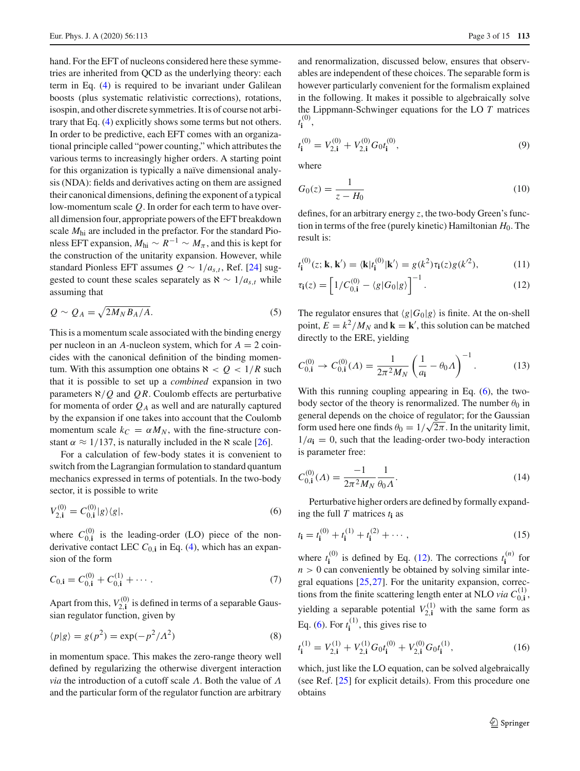hand. For the EFT of nucleons considered here these symmetries are inherited from QCD as the underlying theory: each term in Eq. (4) is required to be invariant under Galilean boosts (plus systematic relativistic corrections), rotations, isospin, and other discrete symmetries. It is of course not arbitrary that Eq. (4) explicitly shows some terms but not others. In order to be predictive, each EFT comes with an organizational principle called "power counting," which attributes the various terms to increasingly higher orders. A starting point for this organization is typically a naïve dimensional analysis (NDA): fields and derivatives acting on them are assigned their canonical dimensions, defining the exponent of a typical low-momentum scale $Q$. In order for each term to have overall dimension four, appropriate powers of the EFT breakdown scale $M_{\text{hi}}$ are included in the prefactor. For the standard Pionless EFT expansion, $M_{\text{hi}} \sim R^{-1} \sim M_\pi$, and this is kept for the construction of the unitarity expansion. However, while standard Pionless EFT assumes $Q \sim 1/a_{s,t}$, Ref. [24] suggested to count these scales separately as $\aleph \sim 1/a_{s,t}$ while assuming that

$$Q \sim Q_A = \sqrt{2M_N B_A/A}. \tag{5}$$

This is a momentum scale associated with the binding energy per nucleon in an $A$-nucleon system, which for $A = 2$ coincides with the canonical definition of the binding momentum. With this assumption one obtains $\aleph < Q < 1/R$ such that it is possible to set up a *combined* expansion in two parameters $\aleph/Q$ and $QR$. Coulomb effects are perturbative for momenta of order $Q_A$ as well and are naturally captured by the expansion if one takes into account that the Coulomb momentum scale $k_C = \alpha M_N$, with the fine-structure constant $\alpha \approx 1/137$, is naturally included in the $\aleph$ scale [26].

For a calculation of few-body states it is convenient to switch from the Lagrangian formulation to standard quantum mechanics expressed in terms of potentials. In the two-body sector, it is possible to write

$$V_{2,\mathbf{i}}^{(0)} = C_{0,\mathbf{i}}^{(0)} |g\rangle\langle g|, \tag{6}$$

where $C_{0,\mathbf{i}}^{(0)}$ is the leading-order (LO) piece of the non-derivative contact LEC $C_{0,\mathbf{i}}$ in Eq. (4), which has an expansion of the form

$$C_{0,\mathbf{i}} = C_{0,\mathbf{i}}^{(0)} + C_{0,\mathbf{i}}^{(1)} + \cdots . \tag{7}$$

Apart from this, $V_{2,\mathbf{i}}^{(0)}$ is defined in terms of a separable Gaussian regulator function, given by

$$\langle p|g\rangle = g(p^2) = \exp(-p^2/\Lambda^2) \tag{8}$$

in momentum space. This makes the zero-range theory well defined by regularizing the otherwise divergent interaction *via* the introduction of a cutoff scale $\Lambda$. Both the value of $\Lambda$ and the particular form of the regulator function are arbitrary and renormalization, discussed below, ensures that observables are independent of these choices. The separable form is however particularly convenient for the formalism explained in the following. It makes it possible to algebraically solve the Lippmann-Schwinger equations for the LO $T$ matrices $t_{\mathbf{i}}^{(0)}$,

$$t_{\mathbf{i}}^{(0)} = V_{2,\mathbf{i}}^{(0)} + V_{2,\mathbf{i}}^{(0)} G_0 t_{\mathbf{i}}^{(0)}, \tag{9}$$

where

$$G_0(z) = \frac{1}{z - H_0} \tag{10}$$

defines, for an arbitrary energy $z$, the two-body Green's function in terms of the free (purely kinetic) Hamiltonian $H_0$. The result is:

$$t_{\mathbf{i}}^{(0)}(z; \mathbf{k}, \mathbf{k}') = \langle \mathbf{k}|t_{\mathbf{i}}^{(0)}|\mathbf{k}'\rangle = g(k^2)\tau_{\mathbf{i}}(z)g(k'^2), \tag{11}$$

$$\tau_{\mathbf{i}}(z) = \left[1/C_{0,\mathbf{i}}^{(0)} - \langle g|G_0|g\rangle\right]^{-1}. \tag{12}$$

The regulator ensures that $\langle g|G_0|g\rangle$ is finite. At the on-shell point, $E = k^2/M_N$ and $\mathbf{k} = \mathbf{k}'$, this solution can be matched directly to the ERE, yielding

$$C_{0,\mathbf{i}}^{(0)} \to C_{0,\mathbf{i}}^{(0)}(\Lambda) = \frac{1}{2\pi^2 M_N}\left(\frac{1}{a_{\mathbf{i}}} - \theta_0 \Lambda\right)^{-1}. \tag{13}$$

With this running coupling appearing in Eq. (6), the two-body sector of the theory is renormalized. The number $\theta_0$ in general depends on the choice of regulator; for the Gaussian form used here one finds $\theta_0 = 1/\sqrt{2\pi}$. In the unitarity limit, $1/a_{\mathbf{i}} = 0$, such that the leading-order two-body interaction is parameter free:

$$C_{0,\mathbf{i}}^{(0)}(\Lambda) = \frac{-1}{2\pi^2 M_N}\frac{1}{\theta_0 \Lambda}. \tag{14}$$

Perturbative higher orders are defined by formally expanding the full $T$ matrices $t_{\mathbf{i}}$ as

$$t_{\mathbf{i}} = t_{\mathbf{i}}^{(0)} + t_{\mathbf{i}}^{(1)} + t_{\mathbf{i}}^{(2)} + \cdots , \tag{15}$$

where $t_{\mathbf{i}}^{(0)}$ is defined by Eq. (12). The corrections $t_{\mathbf{i}}^{(n)}$ for $n > 0$ can conveniently be obtained by solving similar integral equations [25,27]. For the unitarity expansion, corrections from the finite scattering length enter at NLO *via* $C_{0,\mathbf{i}}^{(1)}$, yielding a separable potential $V_{2,\mathbf{i}}^{(1)}$ with the same form as Eq. (6). For $t_{\mathbf{i}}^{(1)}$, this gives rise to

$$t_{\mathbf{i}}^{(1)} = V_{2,\mathbf{i}}^{(1)} + V_{2,\mathbf{i}}^{(1)} G_0 t_{\mathbf{i}}^{(0)} + V_{2,\mathbf{i}}^{(0)} G_0 t_{\mathbf{i}}^{(1)}, \tag{16}$$

which, just like the LO equation, can be solved algebraically (see Ref. [25] for explicit details). From this procedure one obtains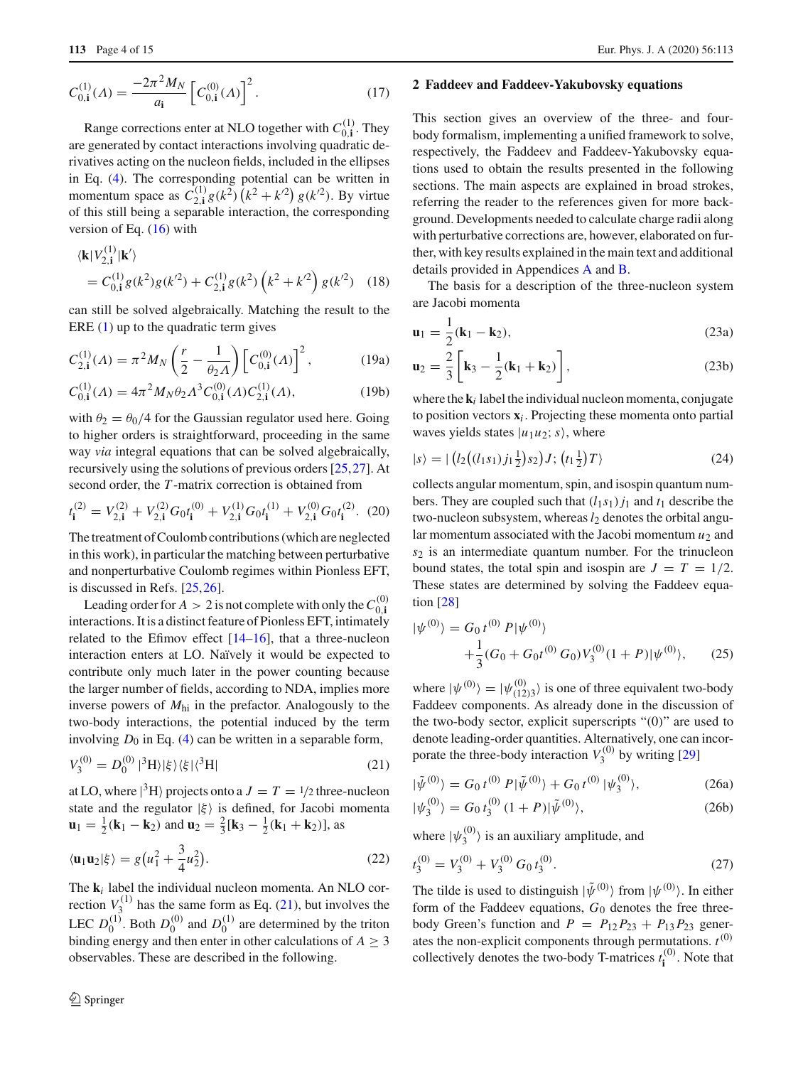$$C_{0,\mathbf{i}}^{(1)}(\Lambda) = \frac{-2\pi^2 M_N}{a_\mathbf{i}} \left[C_{0,\mathbf{i}}^{(0)}(\Lambda)\right]^2. \tag{17}$$

Range corrections enter at NLO together with $C_{0,\mathbf{i}}^{(1)}$. They are generated by contact interactions involving quadratic derivatives acting on the nucleon fields, included in the ellipses in Eq. (4). The corresponding potential can be written in momentum space as $C_{2,\mathbf{i}}^{(1)} g(k^2)\left(k^2 + k'^2\right) g(k'^2)$. By virtue of this still being a separable interaction, the corresponding version of Eq. (16) with

$$\begin{aligned}
&\langle \mathbf{k}|V_{2,\mathbf{i}}^{(1)}|\mathbf{k}'\rangle \\
&= C_{0,\mathbf{i}}^{(1)} g(k^2) g(k'^2) + C_{2,\mathbf{i}}^{(1)} g(k^2)\left(k^2 + k'^2\right) g(k'^2)
\end{aligned} \tag{18}$$

can still be solved algebraically. Matching the result to the ERE (1) up to the quadratic term gives

$$C_{2,\mathbf{i}}^{(1)}(\Lambda) = \pi^2 M_N \left(\frac{r}{2} - \frac{1}{\theta_2 \Lambda}\right)\left[C_{0,\mathbf{i}}^{(0)}(\Lambda)\right]^2, \tag{19a}$$

$$C_{0,\mathbf{i}}^{(1)}(\Lambda) = 4\pi^2 M_N \theta_2 \Lambda^3 C_{0,\mathbf{i}}^{(0)}(\Lambda) C_{2,\mathbf{i}}^{(1)}(\Lambda), \tag{19b}$$

with $\theta_2 = \theta_0/4$ for the Gaussian regulator used here. Going to higher orders is straightforward, proceeding in the same way *via* integral equations that can be solved algebraically, recursively using the solutions of previous orders [25,27]. At second order, the $T$-matrix correction is obtained from

$$t_\mathbf{i}^{(2)} = V_{2,\mathbf{i}}^{(2)} + V_{2,\mathbf{i}}^{(2)} G_0 t_\mathbf{i}^{(0)} + V_{2,\mathbf{i}}^{(1)} G_0 t_\mathbf{i}^{(1)} + V_{2,\mathbf{i}}^{(0)} G_0 t_\mathbf{i}^{(2)}. \tag{20}$$

The treatment of Coulomb contributions (which are neglected in this work), in particular the matching between perturbative and nonperturbative Coulomb regimes within Pionless EFT, is discussed in Refs. [25,26].

Leading order for $A > 2$ is not complete with only the $C_{0,\mathbf{i}}^{(0)}$ interactions. It is a distinct feature of Pionless EFT, intimately related to the Efimov effect [14–16], that a three-nucleon interaction enters at LO. Naïvely it would be expected to contribute only much later in the power counting because the larger number of fields, according to NDA, implies more inverse powers of $M_{\rm hi}$ in the prefactor. Analogously to the two-body interactions, the potential induced by the term involving $D_0$ in Eq. (4) can be written in a separable form,

$$V_3^{(0)} = D_0^{(0)}\, |^3\mathrm{H}\rangle|\xi\rangle\langle\xi|\langle^3\mathrm{H}| \tag{21}$$

at LO, where $|^3\mathrm{H}\rangle$ projects onto a $J = T = 1/2$ three-nucleon state and the regulator $|\xi\rangle$ is defined, for Jacobi momenta $\mathbf{u}_1 = \frac{1}{2}(\mathbf{k}_1 - \mathbf{k}_2)$ and $\mathbf{u}_2 = \frac{2}{3}[\mathbf{k}_3 - \frac{1}{2}(\mathbf{k}_1 + \mathbf{k}_2)]$, as

$$\langle \mathbf{u}_1 \mathbf{u}_2|\xi\rangle = g\big(u_1^2 + \frac{3}{4}u_2^2\big). \tag{22}$$

The $\mathbf{k}_i$ label the individual nucleon momenta. An NLO correction $V_3^{(1)}$ has the same form as Eq. (21), but involves the LEC $D_0^{(1)}$. Both $D_0^{(0)}$ and $D_0^{(1)}$ are determined by the triton binding energy and then enter in other calculations of $A \geq 3$ observables. These are described in the following.

## 2 Faddeev and Faddeev-Yakubovsky equations

This section gives an overview of the three- and four-body formalism, implementing a unified framework to solve, respectively, the Faddeev and Faddeev-Yakubovsky equations used to obtain the results presented in the following sections. The main aspects are explained in broad strokes, referring the reader to the references given for more background. Developments needed to calculate charge radii along with perturbative corrections are, however, elaborated on further, with key results explained in the main text and additional details provided in Appendices A and B.

The basis for a description of the three-nucleon system are Jacobi momenta

$$\mathbf{u}_1 = \frac{1}{2}(\mathbf{k}_1 - \mathbf{k}_2), \tag{23a}$$

$$\mathbf{u}_2 = \frac{2}{3}\left[\mathbf{k}_3 - \frac{1}{2}(\mathbf{k}_1 + \mathbf{k}_2)\right], \tag{23b}$$

where the $\mathbf{k}_i$ label the individual nucleon momenta, conjugate to position vectors $\mathbf{x}_i$. Projecting these momenta onto partial waves yields states $|u_1 u_2; s\rangle$, where

$$|s\rangle = \left|\left(l_2\big((l_1 s_1) j_1 \tfrac{1}{2}\big) s_2\right) J; \left(t_1 \tfrac{1}{2}\right) T\right\rangle \tag{24}$$

collects angular momentum, spin, and isospin quantum numbers. They are coupled such that $(l_1 s_1) j_1$ and $t_1$ describe the two-nucleon subsystem, whereas $l_2$ denotes the orbital angular momentum associated with the Jacobi momentum $u_2$ and $s_2$ is an intermediate quantum number. For the trinucleon bound states, the total spin and isospin are $J = T = 1/2$. These states are determined by solving the Faddeev equation [28]

$$\begin{aligned}
|\psi^{(0)}\rangle &= G_0\, t^{(0)}\, P|\psi^{(0)}\rangle \\
&\quad + \frac{1}{3}(G_0 + G_0 t^{(0)} G_0) V_3^{(0)} (1 + P)|\psi^{(0)}\rangle,
\end{aligned} \tag{25}$$

where $|\psi^{(0)}\rangle = |\psi_{(12)3}^{(0)}\rangle$ is one of three equivalent two-body Faddeev components. As already done in the discussion of the two-body sector, explicit superscripts "(0)" are used to denote leading-order quantities. Alternatively, one can incorporate the three-body interaction $V_3^{(0)}$ by writing [29]

$$|\tilde{\psi}^{(0)}\rangle = G_0\, t^{(0)}\, P|\tilde{\psi}^{(0)}\rangle + G_0\, t^{(0)}\, |\psi_3^{(0)}\rangle, \tag{26a}$$

$$|\psi_3^{(0)}\rangle = G_0\, t_3^{(0)}\, (1 + P)|\tilde{\psi}^{(0)}\rangle, \tag{26b}$$

where $|\psi_3^{(0)}\rangle$ is an auxiliary amplitude, and

$$t_3^{(0)} = V_3^{(0)} + V_3^{(0)}\, G_0\, t_3^{(0)}. \tag{27}$$

The tilde is used to distinguish $|\tilde{\psi}^{(0)}\rangle$ from $|\psi^{(0)}\rangle$. In either form of the Faddeev equations, $G_0$ denotes the free three-body Green's function and $P = P_{12}P_{23} + P_{13}P_{23}$ generates the non-explicit components through permutations. $t^{(0)}$ collectively denotes the two-body T-matrices $t_\mathbf{i}^{(0)}$. Note that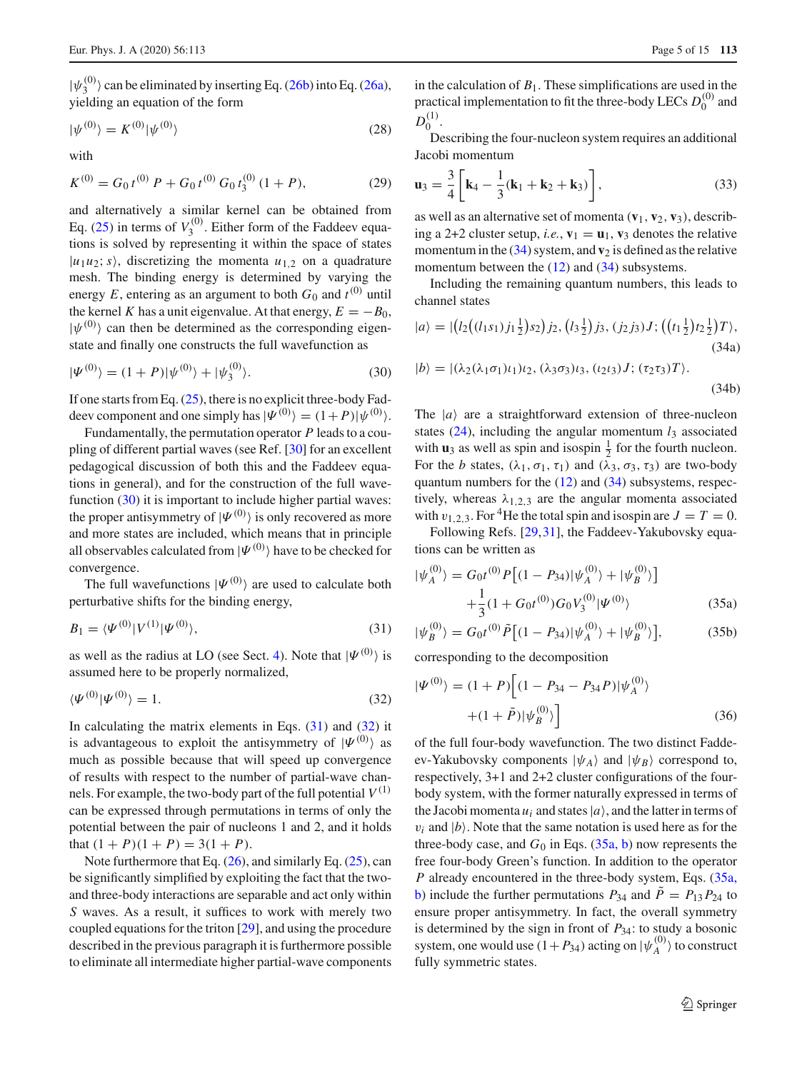$|\psi_3^{(0)}\rangle$ can be eliminated by inserting Eq. (26b) into Eq. (26a), yielding an equation of the form

$$|\psi^{(0)}\rangle = K^{(0)}|\psi^{(0)}\rangle \tag{28}$$

with

$$K^{(0)} = G_0\, t^{(0)}\, P + G_0\, t^{(0)}\, G_0\, t_3^{(0)}\,(1+P), \tag{29}$$

and alternatively a similar kernel can be obtained from Eq. (25) in terms of $V_3^{(0)}$. Either form of the Faddeev equations is solved by representing it within the space of states $|u_1 u_2; s\rangle$, discretizing the momenta $u_{1,2}$ on a quadrature mesh. The binding energy is determined by varying the energy $E$, entering as an argument to both $G_0$ and $t^{(0)}$ until the kernel $K$ has a unit eigenvalue. At that energy, $E = -B_0$, $|\psi^{(0)}\rangle$ can then be determined as the corresponding eigenstate and finally one constructs the full wavefunction as

$$|\Psi^{(0)}\rangle = (1+P)|\psi^{(0)}\rangle + |\psi_3^{(0)}\rangle. \tag{30}$$

If one starts from Eq. (25), there is no explicit three-body Faddeev component and one simply has $|\Psi^{(0)}\rangle = (1+P)|\psi^{(0)}\rangle$.

Fundamentally, the permutation operator $P$ leads to a coupling of different partial waves (see Ref. [30] for an excellent pedagogical discussion of both this and the Faddeev equations in general), and for the construction of the full wavefunction (30) it is important to include higher partial waves: the proper antisymmetry of $|\Psi^{(0)}\rangle$ is only recovered as more and more states are included, which means that in principle all observables calculated from $|\Psi^{(0)}\rangle$ have to be checked for convergence.

The full wavefunctions $|\Psi^{(0)}\rangle$ are used to calculate both perturbative shifts for the binding energy,

$$B_1 = \langle\Psi^{(0)}|V^{(1)}|\Psi^{(0)}\rangle, \tag{31}$$

as well as the radius at LO (see Sect. 4). Note that $|\Psi^{(0)}\rangle$ is assumed here to be properly normalized,

$$\langle\Psi^{(0)}|\Psi^{(0)}\rangle = 1. \tag{32}$$

In calculating the matrix elements in Eqs. (31) and (32) it is advantageous to exploit the antisymmetry of $|\Psi^{(0)}\rangle$ as much as possible because that will speed up convergence of results with respect to the number of partial-wave channels. For example, the two-body part of the full potential $V^{(1)}$ can be expressed through permutations in terms of only the potential between the pair of nucleons 1 and 2, and it holds that $(1+P)(1+P) = 3(1+P)$.

Note furthermore that Eq. (26), and similarly Eq. (25), can be significantly simplified by exploiting the fact that the two- and three-body interactions are separable and act only within $S$ waves. As a result, it suffices to work with merely two coupled equations for the triton [29], and using the procedure described in the previous paragraph it is furthermore possible to eliminate all intermediate higher partial-wave components in the calculation of $B_1$. These simplifications are used in the practical implementation to fit the three-body LECs $D_0^{(0)}$ and $D_0^{(1)}$.

Describing the four-nucleon system requires an additional Jacobi momentum

$$\mathbf{u}_3 = \frac{3}{4}\left[\mathbf{k}_4 - \frac{1}{3}(\mathbf{k}_1+\mathbf{k}_2+\mathbf{k}_3)\right], \tag{33}$$

as well as an alternative set of momenta $(\mathbf{v}_1, \mathbf{v}_2, \mathbf{v}_3)$, describing a 2+2 cluster setup, *i.e.*, $\mathbf{v}_1 = \mathbf{u}_1$, $\mathbf{v}_3$ denotes the relative momentum in the (34) system, and $\mathbf{v}_2$ is defined as the relative momentum between the (12) and (34) subsystems.

Including the remaining quantum numbers, this leads to channel states

$$|a\rangle = |\big(l_2\big((l_1 s_1)\,j_1\tfrac{1}{2}\big)s_2\big)\,j_2, \big(l_3\tfrac{1}{2}\big)\,j_3, (j_2 j_3)J; \big((t_1\tfrac{1}{2})t_2\tfrac{1}{2}\big)T\rangle, \tag{34a}$$

$$|b\rangle = |(\lambda_2(\lambda_1\sigma_1)\iota_1)\iota_2, (\lambda_3\sigma_3)\iota_3, (\iota_2\iota_3)J; (\tau_2\tau_3)T\rangle. \tag{34b}$$

The $|a\rangle$ are a straightforward extension of three-nucleon states (24), including the angular momentum $l_3$ associated with $\mathbf{u}_3$ as well as spin and isospin $\frac{1}{2}$ for the fourth nucleon. For the $b$ states, $(\lambda_1, \sigma_1, \tau_1)$ and $(\lambda_3, \sigma_3, \tau_3)$ are two-body quantum numbers for the (12) and (34) subsystems, respectively, whereas $\lambda_{1,2,3}$ are the angular momenta associated with $v_{1,2,3}$. For $^4$He the total spin and isospin are $J = T = 0$.

Following Refs. [29,31], the Faddeev-Yakubovsky equations can be written as

$$\begin{aligned}|\psi_A^{(0)}\rangle &= G_0 t^{(0)} P\big[(1-P_{34})|\psi_A^{(0)}\rangle + |\psi_B^{(0)}\rangle\big] \\ &\quad + \frac{1}{3}(1+G_0 t^{(0)})G_0 V_3^{(0)}|\Psi^{(0)}\rangle\end{aligned} \tag{35a}$$

$$|\psi_B^{(0)}\rangle = G_0 t^{(0)} \tilde{P}\big[(1-P_{34})|\psi_A^{(0)}\rangle + |\psi_B^{(0)}\rangle\big], \tag{35b}$$

corresponding to the decomposition

$$\begin{aligned}|\Psi^{(0)}\rangle = (1+P)\Big[&(1-P_{34}-P_{34}P)|\psi_A^{(0)}\rangle \\ &+ (1+\tilde{P})|\psi_B^{(0)}\rangle\Big]\end{aligned} \tag{36}$$

of the full four-body wavefunction. The two distinct Faddeev-Yakubovsky components $|\psi_A\rangle$ and $|\psi_B\rangle$ correspond to, respectively, 3+1 and 2+2 cluster configurations of the four-body system, with the former naturally expressed in terms of the Jacobi momenta $u_i$ and states $|a\rangle$, and the latter in terms of $v_i$ and $|b\rangle$. Note that the same notation is used here as for the three-body case, and $G_0$ in Eqs. (35a, b) now represents the free four-body Green's function. In addition to the operator $P$ already encountered in the three-body system, Eqs. (35a, b) include the further permutations $P_{34}$ and $\tilde{P} = P_{13}P_{24}$ to ensure proper antisymmetry. In fact, the overall symmetry is determined by the sign in front of $P_{34}$: to study a bosonic system, one would use $(1+P_{34})$ acting on $|\psi_A^{(0)}\rangle$ to construct fully symmetric states.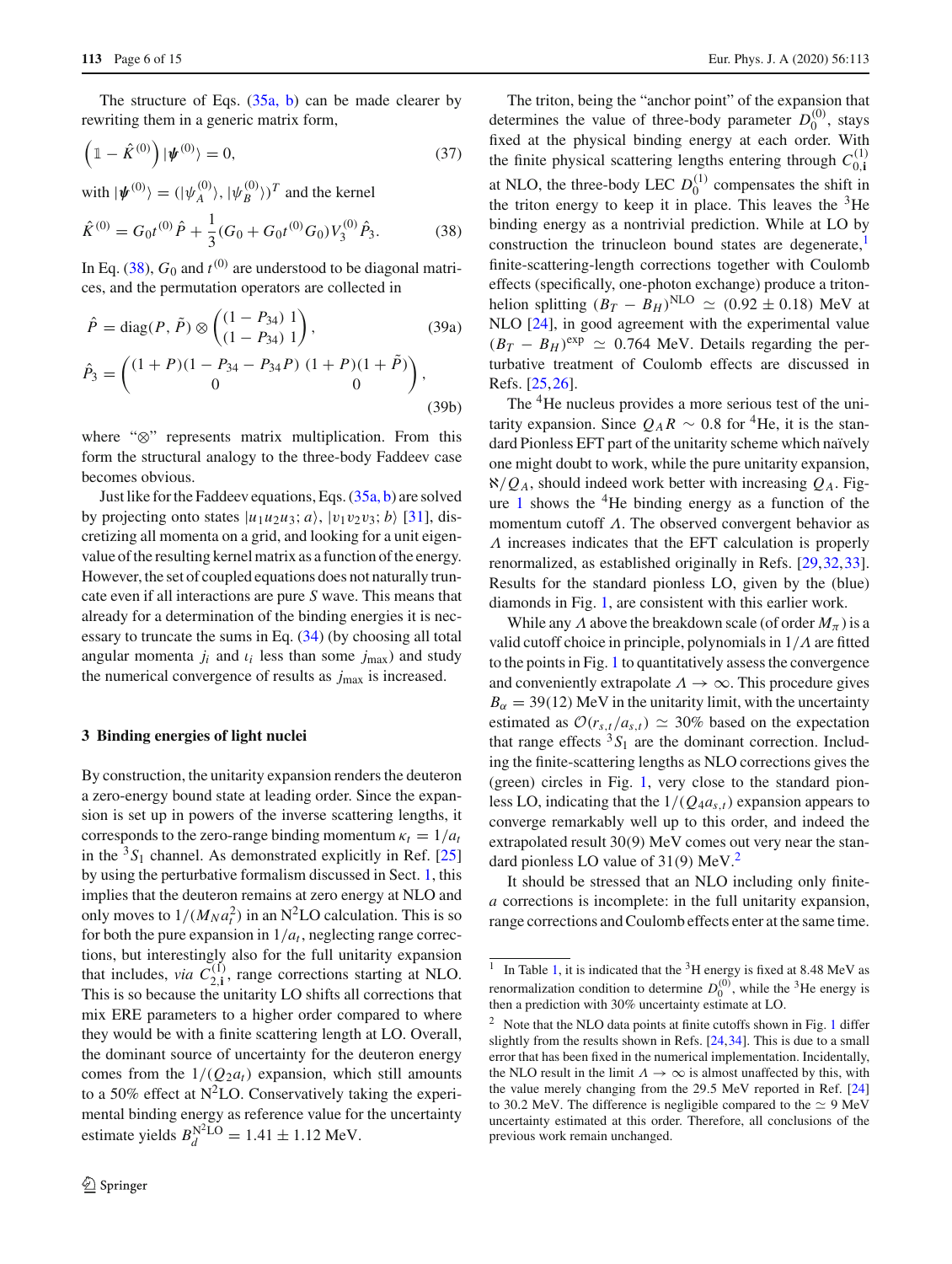The structure of Eqs. (35a, b) can be made clearer by rewriting them in a generic matrix form,

$$\left(\mathbb{1} - \hat{K}^{(0)}\right)|\boldsymbol{\psi}^{(0)}\rangle = 0, \tag{37}$$

with $|\boldsymbol{\psi}^{(0)}\rangle = (|\psi_A^{(0)}\rangle, |\psi_B^{(0)}\rangle)^T$ and the kernel

$$\hat{K}^{(0)} = G_0 t^{(0)} \hat{P} + \frac{1}{3}(G_0 + G_0 t^{(0)} G_0) V_3^{(0)} \hat{P}_3. \tag{38}$$

In Eq. (38), $G_0$ and $t^{(0)}$ are understood to be diagonal matrices, and the permutation operators are collected in

$$\hat{P} = \mathrm{diag}(P, \tilde{P}) \otimes \begin{pmatrix} (1 - P_{34}) & 1 \\ (1 - P_{34}) & 1 \end{pmatrix}, \tag{39a}$$

$$\hat{P}_3 = \begin{pmatrix} (1+P)(1 - P_{34} - P_{34}P) & (1+P)(1+\tilde{P}) \\ 0 & 0 \end{pmatrix}, \tag{39b}$$

where "$\otimes$" represents matrix multiplication. From this form the structural analogy to the three-body Faddeev case becomes obvious.

Just like for the Faddeev equations, Eqs. (35a, b) are solved by projecting onto states $|u_1 u_2 u_3; a\rangle$, $|v_1 v_2 v_3; b\rangle$ [31], discretizing all momenta on a grid, and looking for a unit eigenvalue of the resulting kernel matrix as a function of the energy. However, the set of coupled equations does not naturally truncate even if all interactions are pure $S$ wave. This means that already for a determination of the binding energies it is necessary to truncate the sums in Eq. (34) (by choosing all total angular momenta $j_i$ and $\iota_i$ less than some $j_{\max}$) and study the numerical convergence of results as $j_{\max}$ is increased.

## 3 Binding energies of light nuclei

By construction, the unitarity expansion renders the deuteron a zero-energy bound state at leading order. Since the expansion is set up in powers of the inverse scattering lengths, it corresponds to the zero-range binding momentum $\kappa_t = 1/a_t$ in the ${}^3S_1$ channel. As demonstrated explicitly in Ref. [25] by using the perturbative formalism discussed in Sect. 1, this implies that the deuteron remains at zero energy at NLO and only moves to $1/(M_N a_t^2)$ in an N$^2$LO calculation. This is so for both the pure expansion in $1/a_t$, neglecting range corrections, but interestingly also for the full unitarity expansion that includes, *via* $C_{2,\mathbf{i}}^{(1)}$, range corrections starting at NLO. This is so because the unitarity LO shifts all corrections that mix ERE parameters to a higher order compared to where they would be with a finite scattering length at LO. Overall, the dominant source of uncertainty for the deuteron energy comes from the $1/(Q_2 a_t)$ expansion, which still amounts to a 50% effect at N$^2$LO. Conservatively taking the experimental binding energy as reference value for the uncertainty estimate yields $B_d^{\mathrm{N^2LO}} = 1.41 \pm 1.12$ MeV.

The triton, being the "anchor point" of the expansion that determines the value of three-body parameter $D_0^{(0)}$, stays fixed at the physical binding energy at each order. With the finite physical scattering lengths entering through $C_{0,\mathbf{i}}^{(1)}$ at NLO, the three-body LEC $D_0^{(1)}$ compensates the shift in the triton energy to keep it in place. This leaves the ${}^3$He binding energy as a nontrivial prediction. While at LO by construction the trinucleon bound states are degenerate,[1] finite-scattering-length corrections together with Coulomb effects (specifically, one-photon exchange) produce a triton-helion splitting $(B_T - B_H)^{\mathrm{NLO}} \simeq (0.92 \pm 0.18)$ MeV at NLO [24], in good agreement with the experimental value $(B_T - B_H)^{\exp} \simeq 0.764$ MeV. Details regarding the perturbative treatment of Coulomb effects are discussed in Refs. [25,26].

The ${}^4$He nucleus provides a more serious test of the unitarity expansion. Since $Q_A R \sim 0.8$ for ${}^4$He, it is the standard Pionless EFT part of the unitarity scheme which naïvely one might doubt to work, while the pure unitarity expansion, $\aleph/Q_A$, should indeed work better with increasing $Q_A$. Figure 1 shows the ${}^4$He binding energy as a function of the momentum cutoff $\Lambda$. The observed convergent behavior as $\Lambda$ increases indicates that the EFT calculation is properly renormalized, as established originally in Refs. [29,32,33]. Results for the standard pionless LO, given by the (blue) diamonds in Fig. 1, are consistent with this earlier work.

While any $\Lambda$ above the breakdown scale (of order $M_\pi$) is a valid cutoff choice in principle, polynomials in $1/\Lambda$ are fitted to the points in Fig. 1 to quantitatively assess the convergence and conveniently extrapolate $\Lambda \to \infty$. This procedure gives $B_\alpha = 39(12)$ MeV in the unitarity limit, with the uncertainty estimated as $\mathcal{O}(r_{s,t}/a_{s,t}) \simeq 30\%$ based on the expectation that range effects ${}^3S_1$ are the dominant correction. Including the finite-scattering lengths as NLO corrections gives the (green) circles in Fig. 1, very close to the standard pionless LO, indicating that the $1/(Q_4 a_{s,t})$ expansion appears to converge remarkably well up to this order, and indeed the extrapolated result 30(9) MeV comes out very near the standard pionless LO value of 31(9) MeV.[2]

It should be stressed that an NLO including only finite-$a$ corrections is incomplete: in the full unitarity expansion, range corrections and Coulomb effects enter at the same time.

---

[1] In Table 1, it is indicated that the ${}^3$H energy is fixed at 8.48 MeV as renormalization condition to determine $D_0^{(0)}$, while the ${}^3$He energy is then a prediction with 30% uncertainty estimate at LO.

[2] Note that the NLO data points at finite cutoffs shown in Fig. 1 differ slightly from the results shown in Refs. [24,34]. This is due to a small error that has been fixed in the numerical implementation. Incidentally, the NLO result in the limit $\Lambda \to \infty$ is almost unaffected by this, with the value merely changing from the 29.5 MeV reported in Ref. [24] to 30.2 MeV. The difference is negligible compared to the $\simeq 9$ MeV uncertainty estimated at this order. Therefore, all conclusions of the previous work remain unchanged.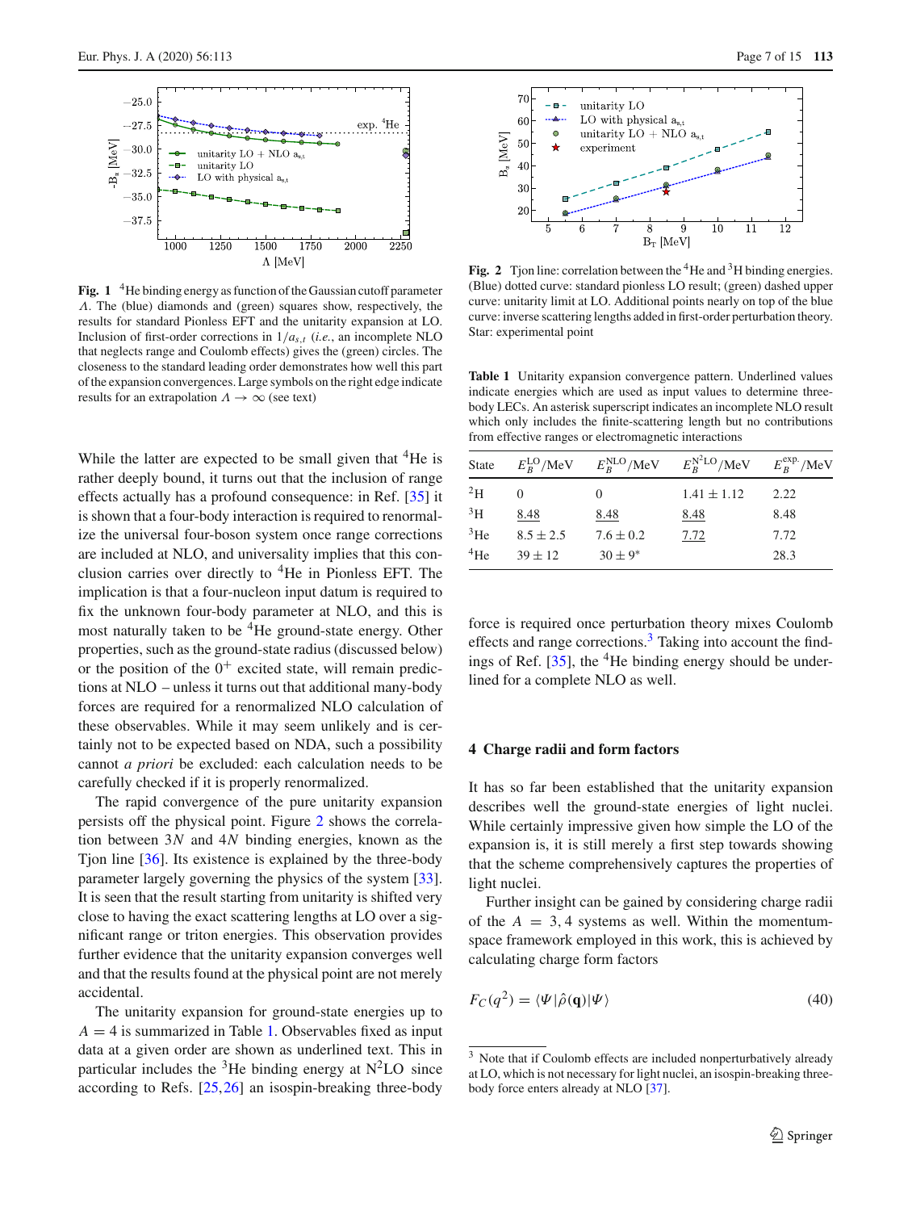**Fig. 1** $^4$He binding energy as function of the Gaussian cutoff parameter $\Lambda$. The (blue) diamonds and (green) squares show, respectively, the results for standard Pionless EFT and the unitarity expansion at LO. Inclusion of first-order corrections in $1/a_{s,t}$ (*i.e.*, an incomplete NLO that neglects range and Coulomb effects) gives the (green) circles. The closeness to the standard leading order demonstrates how well this part of the expansion convergences. Large symbols on the right edge indicate results for an extrapolation $\Lambda \to \infty$ (see text)

While the latter are expected to be small given that $^4$He is rather deeply bound, it turns out that the inclusion of range effects actually has a profound consequence: in Ref. [35] it is shown that a four-body interaction is required to renormalize the universal four-boson system once range corrections are included at NLO, and universality implies that this conclusion carries over directly to $^4$He in Pionless EFT. The implication is that a four-nucleon input datum is required to fix the unknown four-body parameter at NLO, and this is most naturally taken to be $^4$He ground-state energy. Other properties, such as the ground-state radius (discussed below) or the position of the $0^+$ excited state, will remain predictions at NLO – unless it turns out that additional many-body forces are required for a renormalized NLO calculation of these observables. While it may seem unlikely and is certainly not to be expected based on NDA, such a possibility cannot *a priori* be excluded: each calculation needs to be carefully checked if it is properly renormalized.

The rapid convergence of the pure unitarity expansion persists off the physical point. Figure 2 shows the correlation between $3N$ and $4N$ binding energies, known as the Tjon line [36]. Its existence is explained by the three-body parameter largely governing the physics of the system [33]. It is seen that the result starting from unitarity is shifted very close to having the exact scattering lengths at LO over a significant range or triton energies. This observation provides further evidence that the unitarity expansion converges well and that the results found at the physical point are not merely accidental.

The unitarity expansion for ground-state energies up to $A = 4$ is summarized in Table 1. Observables fixed as input data at a given order are shown as underlined text. This in particular includes the $^3$He binding energy at N$^2$LO since according to Refs. [25,26] an isospin-breaking three-body force is required once perturbation theory mixes Coulomb effects and range corrections.[3] Taking into account the findings of Ref. [35], the $^4$He binding energy should be underlined for a complete NLO as well.

**Fig. 2** Tjon line: correlation between the $^4$He and $^3$H binding energies. (Blue) dotted curve: standard pionless LO result; (green) dashed upper curve: unitarity limit at LO. Additional points nearly on top of the blue curve: inverse scattering lengths added in first-order perturbation theory. Star: experimental point

**Table 1** Unitarity expansion convergence pattern. Underlined values indicate energies which are used as input values to determine three-body LECs. An asterisk superscript indicates an incomplete NLO result which only includes the finite-scattering length but no contributions from effective ranges or electromagnetic interactions

| State | $E_B^{\mathrm{LO}}$/MeV | $E_B^{\mathrm{NLO}}$/MeV | $E_B^{\mathrm{N^2LO}}$/MeV | $E_B^{\mathrm{exp.}}$/MeV |
|---|---|---|---|---|
| $^2$H | 0 | 0 | $1.41 \pm 1.12$ | 2.22 |
| $^3$H | <u>8.48</u> | <u>8.48</u> | <u>8.48</u> | 8.48 |
| $^3$He | $8.5 \pm 2.5$ | $7.6 \pm 0.2$ | <u>7.72</u> | 7.72 |
| $^4$He | $39 \pm 12$ | $30 \pm 9^*$ | | 28.3 |

## 4 Charge radii and form factors

It has so far been established that the unitarity expansion describes well the ground-state energies of light nuclei. While certainly impressive given how simple the LO of the expansion is, it is still merely a first step towards showing that the scheme comprehensively captures the properties of light nuclei.

Further insight can be gained by considering charge radii of the $A = 3, 4$ systems as well. Within the momentum-space framework employed in this work, this is achieved by calculating charge form factors

$$F_C(q^2) = \langle \Psi | \hat{\rho}(\mathbf{q}) | \Psi \rangle \tag{40}$$

[3] Note that if Coulomb effects are included nonperturbatively already at LO, which is not necessary for light nuclei, an isospin-breaking three-body force enters already at NLO [37].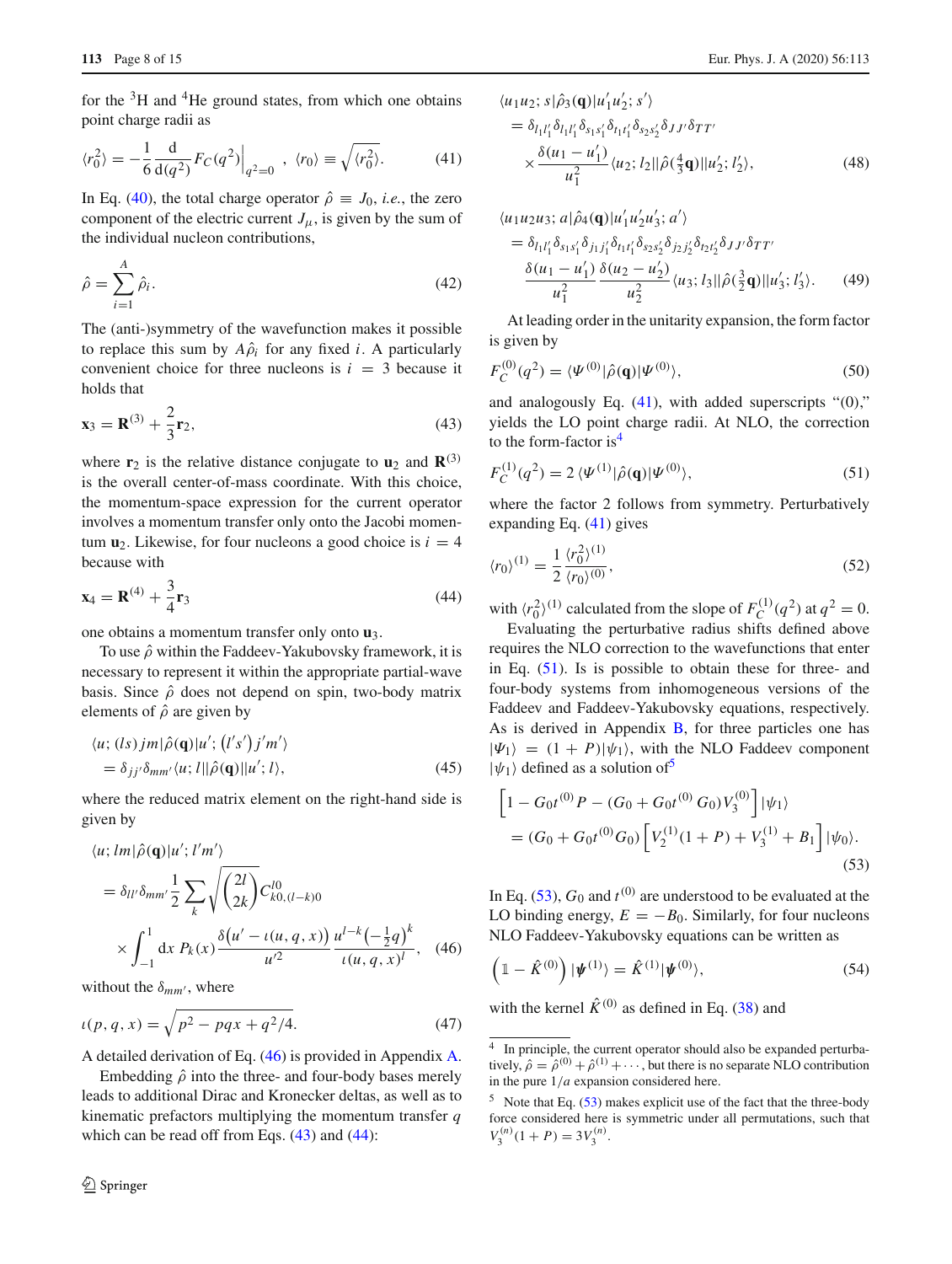for the $^3$H and $^4$He ground states, from which one obtains point charge radii as

$$\langle r_0^2\rangle = -\frac{1}{6}\frac{\mathrm{d}}{\mathrm{d}(q^2)}F_C(q^2)\Big|_{q^2=0}\ ,\ \langle r_0\rangle \equiv \sqrt{\langle r_0^2\rangle}. \tag{41}$$

In Eq. (40), the total charge operator $\hat{\rho} \equiv J_0$, *i.e.*, the zero component of the electric current $J_\mu$, is given by the sum of the individual nucleon contributions,

$$\hat{\rho} = \sum_{i=1}^{A} \hat{\rho}_i. \tag{42}$$

The (anti-)symmetry of the wavefunction makes it possible to replace this sum by $A\hat{\rho}_i$ for any fixed $i$. A particularly convenient choice for three nucleons is $i = 3$ because it holds that

$$\mathbf{x}_3 = \mathbf{R}^{(3)} + \frac{2}{3}\mathbf{r}_2, \tag{43}$$

where $\mathbf{r}_2$ is the relative distance conjugate to $\mathbf{u}_2$ and $\mathbf{R}^{(3)}$ is the overall center-of-mass coordinate. With this choice, the momentum-space expression for the current operator involves a momentum transfer only onto the Jacobi momentum $\mathbf{u}_2$. Likewise, for four nucleons a good choice is $i = 4$ because with

$$\mathbf{x}_4 = \mathbf{R}^{(4)} + \frac{3}{4}\mathbf{r}_3 \tag{44}$$

one obtains a momentum transfer only onto $\mathbf{u}_3$.

To use $\hat{\rho}$ within the Faddeev-Yakubovsky framework, it is necessary to represent it within the appropriate partial-wave basis. Since $\hat{\rho}$ does not depend on spin, two-body matrix elements of $\hat{\rho}$ are given by

$$\begin{aligned}&\langle u;(ls)\,jm|\hat{\rho}(\mathbf{q})|u';(l's')\,j'm'\rangle\\&= \delta_{jj'}\delta_{mm'}\langle u;l||\hat{\rho}(\mathbf{q})||u';l\rangle,\end{aligned} \tag{45}$$

where the reduced matrix element on the right-hand side is given by

$$\begin{aligned}&\langle u;lm|\hat{\rho}(\mathbf{q})|u';l'm'\rangle\\&= \delta_{ll'}\delta_{mm'}\frac{1}{2}\sum_k\sqrt{\binom{2l}{2k}}C^{l0}_{k0,(l-k)0}\\&\quad\times\int_{-1}^{1}\mathrm{d}x\,P_k(x)\frac{\delta\big(u'-\iota(u,q,x)\big)}{u'^2}\frac{u^{l-k}\big(-\frac{1}{2}q\big)^k}{\iota(u,q,x)^l},\end{aligned} \tag{46}$$

without the $\delta_{mm'}$, where

$$\iota(p,q,x) = \sqrt{p^2 - pqx + q^2/4}. \tag{47}$$

A detailed derivation of Eq. (46) is provided in Appendix A.

Embedding $\hat{\rho}$ into the three- and four-body bases merely leads to additional Dirac and Kronecker deltas, as well as to kinematic prefactors multiplying the momentum transfer $q$ which can be read off from Eqs. (43) and (44):

$$\begin{aligned}&\langle u_1u_2;s|\hat{\rho}_3(\mathbf{q})|u_1'u_2';s'\rangle\\&= \delta_{l_1l_1'}\delta_{l_1l_1'}\delta_{s_1s_1'}\delta_{t_1t_1'}\delta_{s_2s_2'}\delta_{JJ'}\delta_{TT'}\\&\quad\times\frac{\delta(u_1-u_1')}{u_1^2}\langle u_2;l_2||\hat{\rho}(\tfrac{4}{3}\mathbf{q})||u_2';l_2'\rangle,\end{aligned} \tag{48}$$

$$\begin{aligned}&\langle u_1u_2u_3;a|\hat{\rho}_4(\mathbf{q})|u_1'u_2'u_3';a'\rangle\\&= \delta_{l_1l_1'}\delta_{s_1s_1'}\delta_{j_1j_1'}\delta_{t_1t_1'}\delta_{s_2s_2'}\delta_{j_2j_2'}\delta_{t_2t_2'}\delta_{JJ'}\delta_{TT'}\\&\quad\frac{\delta(u_1-u_1')}{u_1^2}\frac{\delta(u_2-u_2')}{u_2^2}\langle u_3;l_3||\hat{\rho}(\tfrac{3}{2}\mathbf{q})||u_3';l_3'\rangle.\end{aligned} \tag{49}$$

At leading order in the unitarity expansion, the form factor is given by

$$F_C^{(0)}(q^2) = \langle\Psi^{(0)}|\hat{\rho}(\mathbf{q})|\Psi^{(0)}\rangle, \tag{50}$$

and analogously Eq. (41), with added superscripts "(0)," yields the LO point charge radii. At NLO, the correction to the form-factor is[4]

$$F_C^{(1)}(q^2) = 2\,\langle\Psi^{(1)}|\hat{\rho}(\mathbf{q})|\Psi^{(0)}\rangle, \tag{51}$$

where the factor 2 follows from symmetry. Perturbatively expanding Eq. (41) gives

$$\langle r_0\rangle^{(1)} = \frac{1}{2}\frac{\langle r_0^2\rangle^{(1)}}{\langle r_0\rangle^{(0)}}, \tag{52}$$

with $\langle r_0^2\rangle^{(1)}$ calculated from the slope of $F_C^{(1)}(q^2)$ at $q^2 = 0$.

Evaluating the perturbative radius shifts defined above requires the NLO correction to the wavefunctions that enter in Eq. (51). Is is possible to obtain these for three- and four-body systems from inhomogeneous versions of the Faddeev and Faddeev-Yakubovsky equations, respectively. As is derived in Appendix B, for three particles one has $|\Psi_1\rangle = (1+P)|\psi_1\rangle$, with the NLO Faddeev component $|\psi_1\rangle$ defined as a solution of[5]

$$\begin{aligned}&\left[1 - G_0t^{(0)}P - (G_0 + G_0t^{(0)}G_0)V_3^{(0)}\right]|\psi_1\rangle\\&= (G_0 + G_0t^{(0)}G_0)\left[V_2^{(1)}(1+P) + V_3^{(1)} + B_1\right]|\psi_0\rangle.\end{aligned} \tag{53}$$

In Eq. (53), $G_0$ and $t^{(0)}$ are understood to be evaluated at the LO binding energy, $E = -B_0$. Similarly, for four nucleons NLO Faddeev-Yakubovsky equations can be written as

$$\left(\mathbb{1} - \hat{K}^{(0)}\right)|\boldsymbol{\psi}^{(1)}\rangle = \hat{K}^{(1)}|\boldsymbol{\psi}^{(0)}\rangle, \tag{54}$$

with the kernel $\hat{K}^{(0)}$ as defined in Eq. (38) and

[4] In principle, the current operator should also be expanded perturbatively, $\hat{\rho} = \hat{\rho}^{(0)} + \hat{\rho}^{(1)} + \cdots$, but there is no separate NLO contribution in the pure $1/a$ expansion considered here.

[5] Note that Eq. (53) makes explicit use of the fact that the three-body force considered here is symmetric under all permutations, such that $V_3^{(n)}(1+P) = 3V_3^{(n)}$.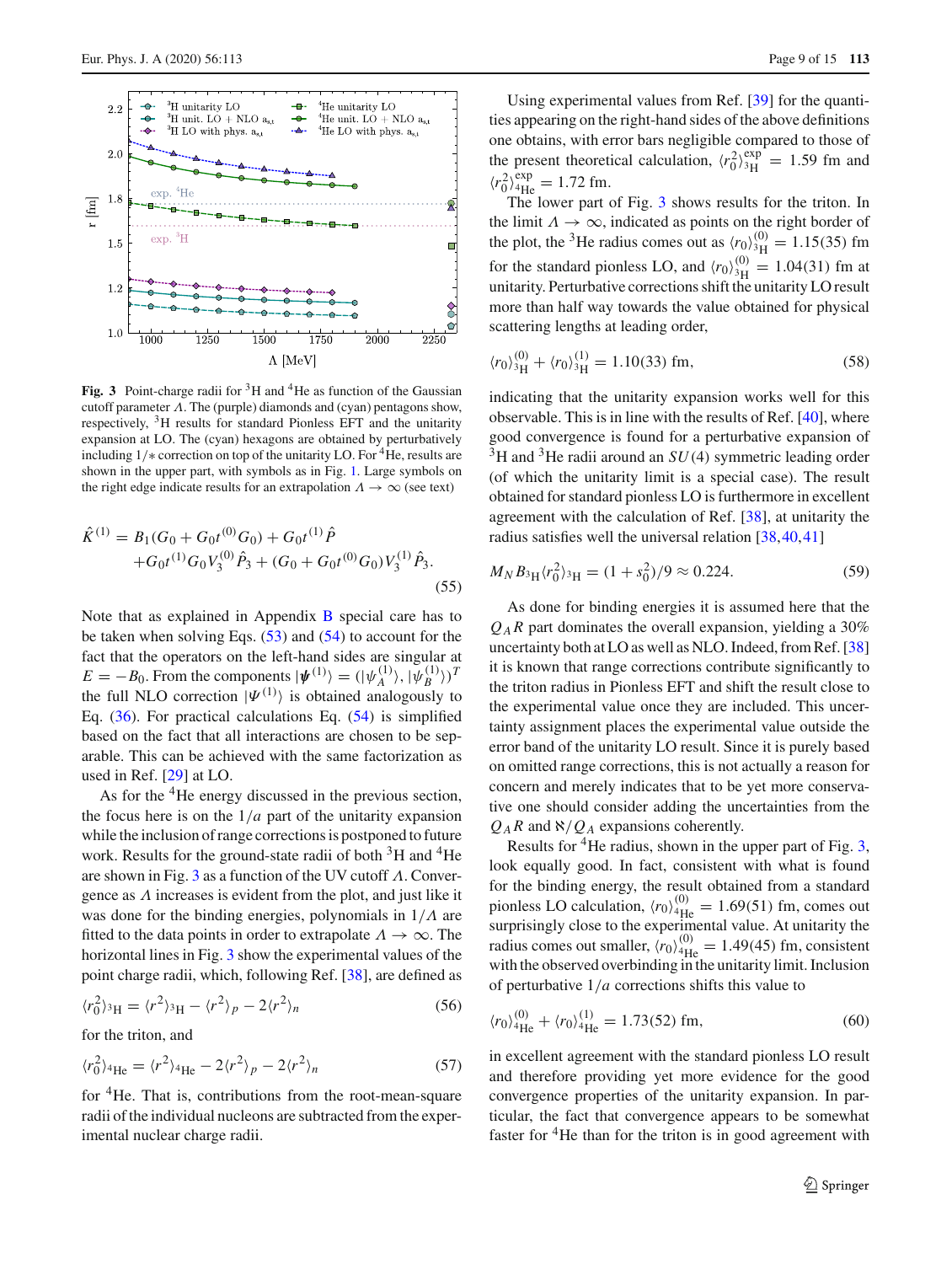Fig. 3 Point-charge radii for $^3$H and $^4$He as function of the Gaussian cutoff parameter $\Lambda$. The (purple) diamonds and (cyan) pentagons show, respectively, $^3$H results for standard Pionless EFT and the unitarity expansion at LO. The (cyan) hexagons are obtained by perturbatively including $1/*$ correction on top of the unitarity LO. For $^4$He, results are shown in the upper part, with symbols as in Fig. 1. Large symbols on the right edge indicate results for an extrapolation $\Lambda \to \infty$ (see text)

$$\hat{K}^{(1)} = B_1(G_0 + G_0 t^{(0)} G_0) + G_0 t^{(1)} \hat{P} + G_0 t^{(1)} G_0 V_3^{(0)} \hat{P}_3 + (G_0 + G_0 t^{(0)} G_0) V_3^{(1)} \hat{P}_3. \tag{55}$$

Note that as explained in Appendix B special care has to be taken when solving Eqs. (53) and (54) to account for the fact that the operators on the left-hand sides are singular at $E = -B_0$. From the components $|\boldsymbol{\psi}^{(1)}\rangle = (|\psi_A^{(1)}\rangle, |\psi_B^{(1)}\rangle)^T$ the full NLO correction $|\Psi^{(1)}\rangle$ is obtained analogously to Eq. (36). For practical calculations Eq. (54) is simplified based on the fact that all interactions are chosen to be separable. This can be achieved with the same factorization as used in Ref. [29] at LO.

As for the $^4$He energy discussed in the previous section, the focus here is on the $1/a$ part of the unitarity expansion while the inclusion of range corrections is postponed to future work. Results for the ground-state radii of both $^3$H and $^4$He are shown in Fig. 3 as a function of the UV cutoff $\Lambda$. Convergence as $\Lambda$ increases is evident from the plot, and just like it was done for the binding energies, polynomials in $1/\Lambda$ are fitted to the data points in order to extrapolate $\Lambda \to \infty$. The horizontal lines in Fig. 3 show the experimental values of the point charge radii, which, following Ref. [38], are defined as

$$\langle r_0^2 \rangle_{^3\mathrm{H}} = \langle r^2 \rangle_{^3\mathrm{H}} - \langle r^2 \rangle_p - 2\langle r^2 \rangle_n \tag{56}$$

for the triton, and

$$\langle r_0^2 \rangle_{^4\mathrm{He}} = \langle r^2 \rangle_{^4\mathrm{He}} - 2\langle r^2 \rangle_p - 2\langle r^2 \rangle_n \tag{57}$$

for $^4$He. That is, contributions from the root-mean-square radii of the individual nucleons are subtracted from the experimental nuclear charge radii.

Using experimental values from Ref. [39] for the quantities appearing on the right-hand sides of the above definitions one obtains, with error bars negligible compared to those of the present theoretical calculation, $\langle r_0^2 \rangle_{^3\mathrm{H}}^{\mathrm{exp}} = 1.59$ fm and $\langle r_0^2 \rangle_{^4\mathrm{He}}^{\mathrm{exp}} = 1.72$ fm.

The lower part of Fig. 3 shows results for the triton. In the limit $\Lambda \to \infty$, indicated as points on the right border of the plot, the $^3$He radius comes out as $\langle r_0 \rangle_{^3\mathrm{H}}^{(0)} = 1.15(35)$ fm for the standard pionless LO, and $\langle r_0 \rangle_{^3\mathrm{H}}^{(0)} = 1.04(31)$ fm at unitarity. Perturbative corrections shift the unitarity LO result more than half way towards the value obtained for physical scattering lengths at leading order,

$$\langle r_0 \rangle_{^3\mathrm{H}}^{(0)} + \langle r_0 \rangle_{^3\mathrm{H}}^{(1)} = 1.10(33) \text{ fm}, \tag{58}$$

indicating that the unitarity expansion works well for this observable. This is in line with the results of Ref. [40], where good convergence is found for a perturbative expansion of $^3$H and $^3$He radii around an $SU(4)$ symmetric leading order (of which the unitarity limit is a special case). The result obtained for standard pionless LO is furthermore in excellent agreement with the calculation of Ref. [38], at unitarity the radius satisfies well the universal relation [38,40,41]

$$M_N B_{^3\mathrm{H}} \langle r_0^2 \rangle_{^3\mathrm{H}} = (1 + s_0^2)/9 \approx 0.224. \tag{59}$$

As done for binding energies it is assumed here that the $Q_A R$ part dominates the overall expansion, yielding a 30% uncertainty both at LO as well as NLO. Indeed, from Ref. [38] it is known that range corrections contribute significantly to the triton radius in Pionless EFT and shift the result close to the experimental value once they are included. This uncertainty assignment places the experimental value outside the error band of the unitarity LO result. Since it is purely based on omitted range corrections, this is not actually a reason for concern and merely indicates that to be yet more conservative one should consider adding the uncertainties from the $Q_A R$ and $\aleph/Q_A$ expansions coherently.

Results for $^4$He radius, shown in the upper part of Fig. 3, look equally good. In fact, consistent with what is found for the binding energy, the result obtained from a standard pionless LO calculation, $\langle r_0 \rangle_{^4\mathrm{He}}^{(0)} = 1.69(51)$ fm, comes out surprisingly close to the experimental value. At unitarity the radius comes out smaller, $\langle r_0 \rangle_{^4\mathrm{He}}^{(0)} = 1.49(45)$ fm, consistent with the observed overbinding in the unitarity limit. Inclusion of perturbative $1/a$ corrections shifts this value to

$$\langle r_0 \rangle_{^4\mathrm{He}}^{(0)} + \langle r_0 \rangle_{^4\mathrm{He}}^{(1)} = 1.73(52) \text{ fm}, \tag{60}$$

in excellent agreement with the standard pionless LO result and therefore providing yet more evidence for the good convergence properties of the unitarity expansion. In particular, the fact that convergence appears to be somewhat faster for $^4$He than for the triton is in good agreement with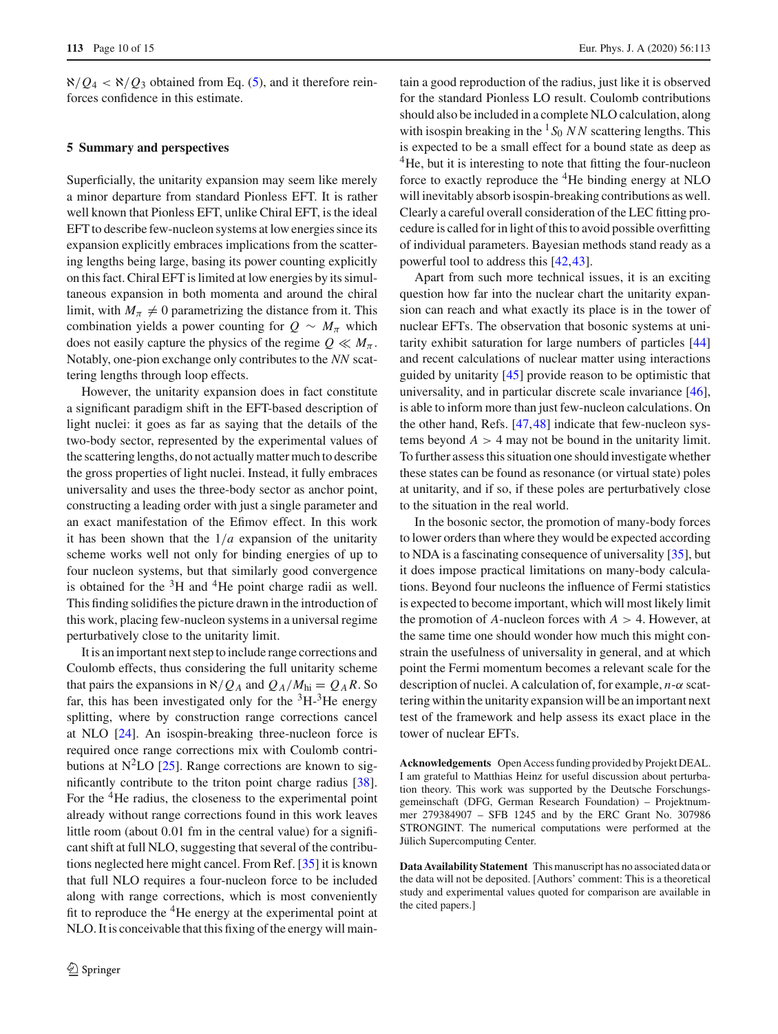$\aleph/Q_4 < \aleph/Q_3$ obtained from Eq. (5), and it therefore reinforces confidence in this estimate.

## 5 Summary and perspectives

Superficially, the unitarity expansion may seem like merely a minor departure from standard Pionless EFT. It is rather well known that Pionless EFT, unlike Chiral EFT, is the ideal EFT to describe few-nucleon systems at low energies since its expansion explicitly embraces implications from the scattering lengths being large, basing its power counting explicitly on this fact. Chiral EFT is limited at low energies by its simultaneous expansion in both momenta and around the chiral limit, with $M_\pi \neq 0$ parametrizing the distance from it. This combination yields a power counting for $Q \sim M_\pi$ which does not easily capture the physics of the regime $Q \ll M_\pi$. Notably, one-pion exchange only contributes to the *NN* scattering lengths through loop effects.

However, the unitarity expansion does in fact constitute a significant paradigm shift in the EFT-based description of light nuclei: it goes as far as saying that the details of the two-body sector, represented by the experimental values of the scattering lengths, do not actually matter much to describe the gross properties of light nuclei. Instead, it fully embraces universality and uses the three-body sector as anchor point, constructing a leading order with just a single parameter and an exact manifestation of the Efimov effect. In this work it has been shown that the $1/a$ expansion of the unitarity scheme works well not only for binding energies of up to four nucleon systems, but that similarly good convergence is obtained for the $^3$H and $^4$He point charge radii as well. This finding solidifies the picture drawn in the introduction of this work, placing few-nucleon systems in a universal regime perturbatively close to the unitarity limit.

It is an important next step to include range corrections and Coulomb effects, thus considering the full unitarity scheme that pairs the expansions in $\aleph/Q_A$ and $Q_A/M_{\rm hi} = Q_A R$. So far, this has been investigated only for the $^3$H-$^3$He energy splitting, where by construction range corrections cancel at NLO [24]. An isospin-breaking three-nucleon force is required once range corrections mix with Coulomb contributions at N$^2$LO [25]. Range corrections are known to significantly contribute to the triton point charge radius [38]. For the $^4$He radius, the closeness to the experimental point already without range corrections found in this work leaves little room (about 0.01 fm in the central value) for a significant shift at full NLO, suggesting that several of the contributions neglected here might cancel. From Ref. [35] it is known that full NLO requires a four-nucleon force to be included along with range corrections, which is most conveniently fit to reproduce the $^4$He energy at the experimental point at NLO. It is conceivable that this fixing of the energy will maintain a good reproduction of the radius, just like it is observed for the standard Pionless LO result. Coulomb contributions should also be included in a complete NLO calculation, along with isospin breaking in the $^1S_0$ *NN* scattering lengths. This is expected to be a small effect for a bound state as deep as $^4$He, but it is interesting to note that fitting the four-nucleon force to exactly reproduce the $^4$He binding energy at NLO will inevitably absorb isospin-breaking contributions as well. Clearly a careful overall consideration of the LEC fitting procedure is called for in light of this to avoid possible overfitting of individual parameters. Bayesian methods stand ready as a powerful tool to address this [42,43].

Apart from such more technical issues, it is an exciting question how far into the nuclear chart the unitarity expansion can reach and what exactly its place is in the tower of nuclear EFTs. The observation that bosonic systems at unitarity exhibit saturation for large numbers of particles [44] and recent calculations of nuclear matter using interactions guided by unitarity [45] provide reason to be optimistic that universality, and in particular discrete scale invariance [46], is able to inform more than just few-nucleon calculations. On the other hand, Refs. [47,48] indicate that few-nucleon systems beyond $A > 4$ may not be bound in the unitarity limit. To further assess this situation one should investigate whether these states can be found as resonance (or virtual state) poles at unitarity, and if so, if these poles are perturbatively close to the situation in the real world.

In the bosonic sector, the promotion of many-body forces to lower orders than where they would be expected according to NDA is a fascinating consequence of universality [35], but it does impose practical limitations on many-body calculations. Beyond four nucleons the influence of Fermi statistics is expected to become important, which will most likely limit the promotion of $A$-nucleon forces with $A > 4$. However, at the same time one should wonder how much this might constrain the usefulness of universality in general, and at which point the Fermi momentum becomes a relevant scale for the description of nuclei. A calculation of, for example, $n$-$\alpha$ scattering within the unitarity expansion will be an important next test of the framework and help assess its exact place in the tower of nuclear EFTs.

**Acknowledgements** Open Access funding provided by Projekt DEAL. I am grateful to Matthias Heinz for useful discussion about perturbation theory. This work was supported by the Deutsche Forschungsgemeinschaft (DFG, German Research Foundation) – Projektnummer 279384907 – SFB 1245 and by the ERC Grant No. 307986 STRONGINT. The numerical computations were performed at the Jülich Supercomputing Center.

**Data Availability Statement** This manuscript has no associated data or the data will not be deposited. [Authors' comment: This is a theoretical study and experimental values quoted for comparison are available in the cited papers.]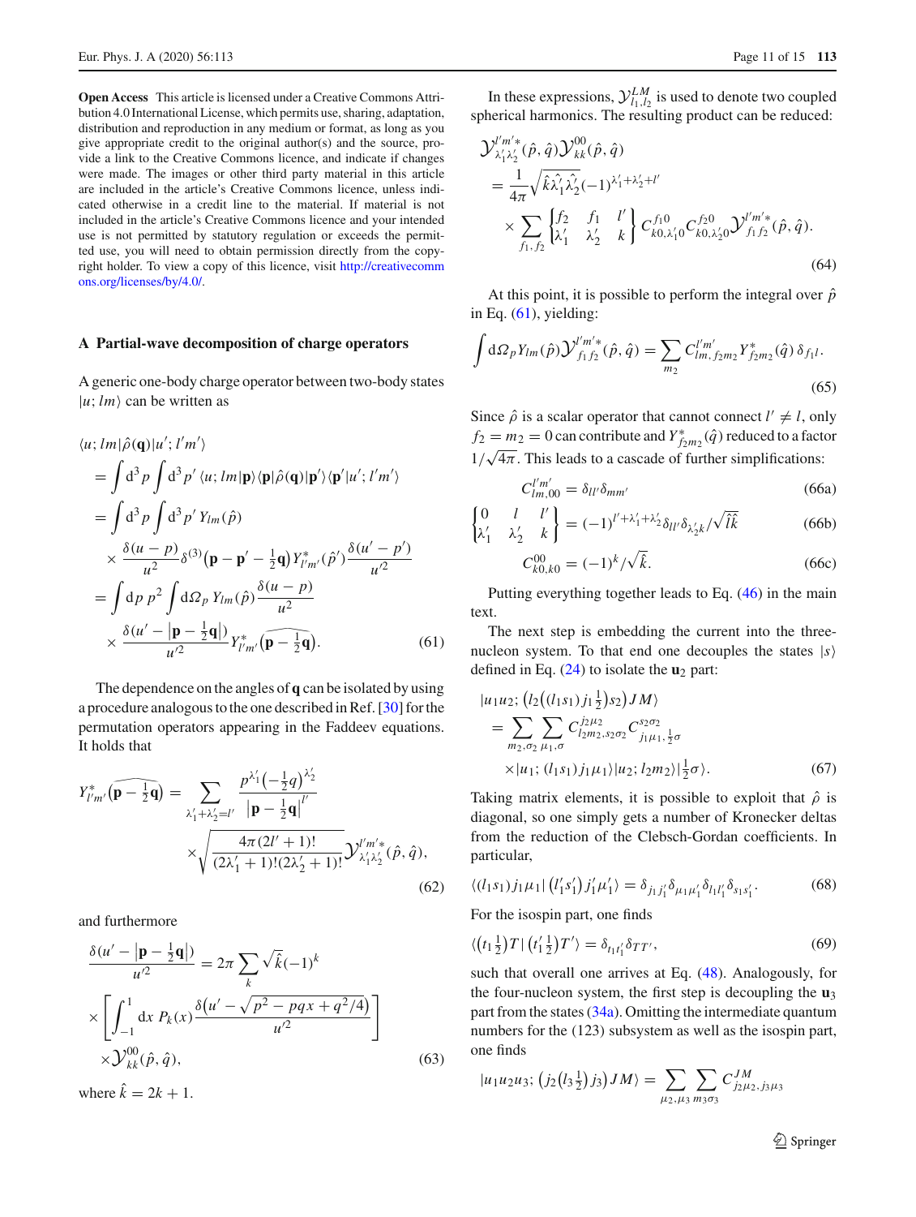**Open Access** This article is licensed under a Creative Commons Attribution 4.0 International License, which permits use, sharing, adaptation, distribution and reproduction in any medium or format, as long as you give appropriate credit to the original author(s) and the source, provide a link to the Creative Commons licence, and indicate if changes were made. The images or other third party material in this article are included in the article's Creative Commons licence, unless indicated otherwise in a credit line to the material. If material is not included in the article's Creative Commons licence and your intended use is not permitted by statutory regulation or exceeds the permitted use, you will need to obtain permission directly from the copyright holder. To view a copy of this licence, visit http://creativecommons.org/licenses/by/4.0/.

## A Partial-wave decomposition of charge operators

A generic one-body charge operator between two-body states $|u; lm\rangle$ can be written as

$$
\begin{aligned}
&\langle u; lm|\hat{\rho}(\mathbf{q})|u'; l'm'\rangle \\
&= \int d^3 p \int d^3 p' \, \langle u; lm|\mathbf{p}\rangle\langle \mathbf{p}|\hat{\rho}(\mathbf{q})|\mathbf{p}'\rangle\langle \mathbf{p}'|u'; l'm'\rangle \\
&= \int d^3 p \int d^3 p' \, Y_{lm}(\hat{p}) \\
&\quad \times \frac{\delta(u-p)}{u^2}\delta^{(3)}\big(\mathbf{p}-\mathbf{p}'-\tfrac{1}{2}\mathbf{q}\big) Y^*_{l'm'}(\hat{p}')\frac{\delta(u'-p')}{u'^2} \\
&= \int dp\, p^2 \int d\Omega_p \, Y_{lm}(\hat{p})\frac{\delta(u-p)}{u^2} \\
&\quad \times \frac{\delta\big(u'-|\mathbf{p}-\tfrac{1}{2}\mathbf{q}|\big)}{u'^2} Y^*_{l'm'}\big(\widehat{\mathbf{p}-\tfrac{1}{2}\mathbf{q}}\big). \qquad (61)
\end{aligned}
$$

The dependence on the angles of $\mathbf{q}$ can be isolated by using a procedure analogous to the one described in Ref. [30] for the permutation operators appearing in the Faddeev equations. It holds that

$$
\begin{aligned}
Y^*_{l'm'}\big(\widehat{\mathbf{p}-\tfrac{1}{2}\mathbf{q}}\big) &= \sum_{\lambda_1'+\lambda_2'=l'} \frac{p^{\lambda_1'}\big(-\tfrac{1}{2}q\big)^{\lambda_2'}}{|\mathbf{p}-\tfrac{1}{2}\mathbf{q}|^{l'}} \\
&\quad \times \sqrt{\frac{4\pi(2l'+1)!}{(2\lambda_1'+1)!(2\lambda_2'+1)!}}\mathcal{Y}^{l'm'*}_{\lambda_1'\lambda_2'}(\hat{p},\hat{q}), \qquad (62)
\end{aligned}
$$

and furthermore

$$
\begin{aligned}
&\frac{\delta\big(u'-|\mathbf{p}-\tfrac{1}{2}\mathbf{q}|\big)}{u'^2} = 2\pi\sum_k \sqrt{\hat{k}}(-1)^k \\
&\times\left[\int_{-1}^{1} dx\, P_k(x)\frac{\delta\big(u'-\sqrt{p^2-pqx+q^2/4}\big)}{u'^2}\right] \\
&\times \mathcal{Y}^{00}_{kk}(\hat{p},\hat{q}), \qquad (63)
\end{aligned}
$$

where $\hat{k} = 2k+1$.

In these expressions, $\mathcal{Y}^{LM}_{l_1,l_2}$ is used to denote two coupled spherical harmonics. The resulting product can be reduced:

$$
\begin{aligned}
&\mathcal{Y}^{l'm'*}_{\lambda_1'\lambda_2'}(\hat{p},\hat{q})\mathcal{Y}^{00}_{kk}(\hat{p},\hat{q}) \\
&= \frac{1}{4\pi}\sqrt{\hat{k}\hat{\lambda_1'}\hat{\lambda_2'}}(-1)^{\lambda_1'+\lambda_2'+l'} \\
&\quad\times \sum_{f_1,f_2}\begin{Bmatrix} f_2 & f_1 & l' \\ \lambda_1' & \lambda_2' & k \end{Bmatrix} C^{f_1 0}_{k0,\lambda_1' 0} C^{f_2 0}_{k0,\lambda_2' 0}\mathcal{Y}^{l'm'*}_{f_1 f_2}(\hat{p},\hat{q}). \qquad (64)
\end{aligned}
$$

At this point, it is possible to perform the integral over $\hat{p}$ in Eq. (61), yielding:

$$
\int d\Omega_p Y_{lm}(\hat{p})\mathcal{Y}^{l'm'*}_{f_1 f_2}(\hat{p},\hat{q}) = \sum_{m_2} C^{l'm'}_{lm,f_2 m_2} Y^*_{f_2 m_2}(\hat{q})\,\delta_{f_1 l}. \qquad (65)
$$

Since $\hat{\rho}$ is a scalar operator that cannot connect $l' \neq l$, only $f_2 = m_2 = 0$ can contribute and $Y^*_{f_2 m_2}(\hat{q})$ reduced to a factor $1/\sqrt{4\pi}$. This leads to a cascade of further simplifications:

$$
C^{l'm'}_{lm,00} = \delta_{ll'}\delta_{mm'} \qquad (66a)
$$

$$
\begin{Bmatrix} 0 & l & l' \\ \lambda_1' & \lambda_2' & k \end{Bmatrix} = (-1)^{l'+\lambda_1'+\lambda_2'}\delta_{ll'}\delta_{\lambda_2' k}/\sqrt{\hat{l}\hat{k}} \qquad (66b)
$$

$$
C^{00}_{k0,k0} = (-1)^k/\sqrt{\hat{k}}. \qquad (66c)
$$

Putting everything together leads to Eq. (46) in the main text.

The next step is embedding the current into the three-nucleon system. To that end one decouples the states $|s\rangle$ defined in Eq. (24) to isolate the $\mathbf{u}_2$ part:

$$
\begin{aligned}
&|u_1 u_2; \big(l_2\big((l_1 s_1) j_1 \tfrac{1}{2}\big) s_2\big) JM\rangle \\
&= \sum_{m_2,\sigma_2}\sum_{\mu_1,\sigma} C^{j_2\mu_2}_{l_2 m_2, s_2\sigma_2} C^{s_2\sigma_2}_{j_1\mu_1,\frac{1}{2}\sigma} \\
&\quad\times |u_1; (l_1 s_1) j_1 \mu_1\rangle |u_2; l_2 m_2\rangle |\tfrac{1}{2}\sigma\rangle. \qquad (67)
\end{aligned}
$$

Taking matrix elements, it is possible to exploit that $\hat{\rho}$ is diagonal, so one simply gets a number of Kronecker deltas from the reduction of the Clebsch-Gordan coefficients. In particular,

$$
\langle (l_1 s_1) j_1 \mu_1 | \big(l_1' s_1'\big) j_1' \mu_1'\rangle = \delta_{j_1 j_1'}\delta_{\mu_1\mu_1'}\delta_{l_1 l_1'}\delta_{s_1 s_1'}. \qquad (68)
$$

For the isospin part, one finds

$$
\langle \big(t_1 \tfrac{1}{2}\big) T | \big(t_1' \tfrac{1}{2}\big) T'\rangle = \delta_{t_1 t_1'}\delta_{TT'}, \qquad (69)
$$

such that overall one arrives at Eq. (48). Analogously, for the four-nucleon system, the first step is decoupling the $\mathbf{u}_3$ part from the states (34a). Omitting the intermediate quantum numbers for the (123) subsystem as well as the isospin part, one finds

$$
|u_1 u_2 u_3; \big(j_2\big(l_3 \tfrac{1}{2}\big) j_3\big) JM\rangle = \sum_{\mu_2,\mu_3}\sum_{m_3\sigma_3} C^{JM}_{j_2\mu_2, j_3\mu_3}
$$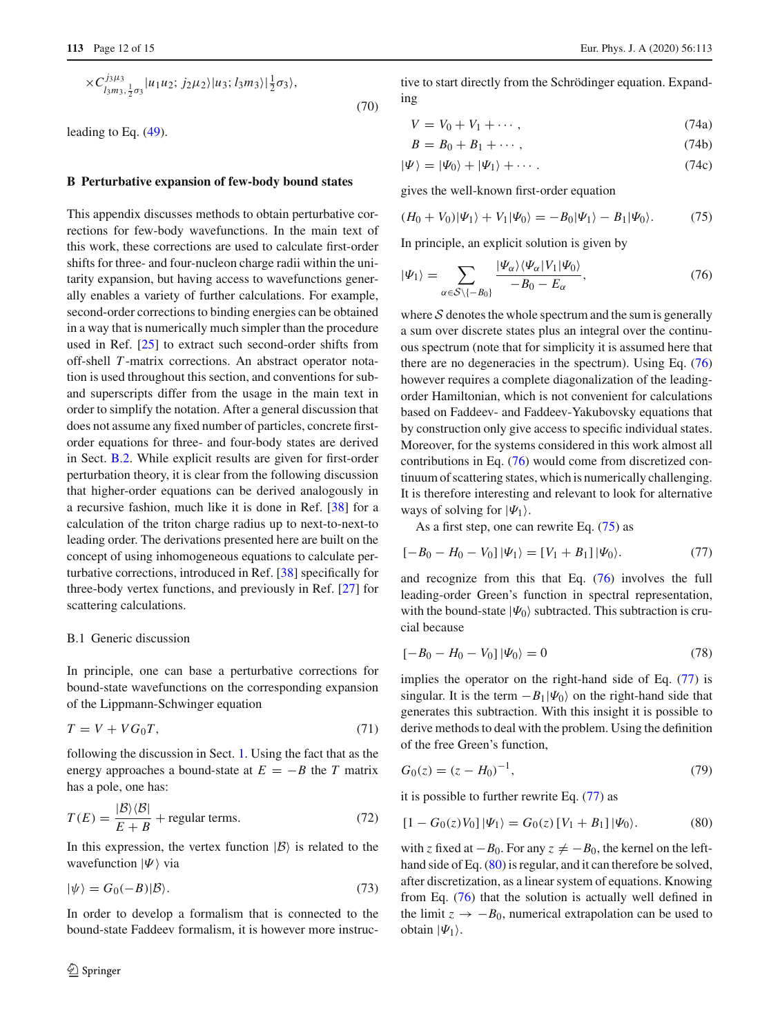$$\times C^{j_3\mu_3}_{l_3m_3,\frac{1}{2}\sigma_3}|u_1u_2;\, j_2\mu_2\rangle|u_3;\, l_3m_3\rangle|\tfrac{1}{2}\sigma_3\rangle, \tag{70}$$

leading to Eq. (49).

## B Perturbative expansion of few-body bound states

This appendix discusses methods to obtain perturbative corrections for few-body wavefunctions. In the main text of this work, these corrections are used to calculate first-order shifts for three- and four-nucleon charge radii within the unitarity expansion, but having access to wavefunctions generally enables a variety of further calculations. For example, second-order corrections to binding energies can be obtained in a way that is numerically much simpler than the procedure used in Ref. [25] to extract such second-order shifts from off-shell $T$-matrix corrections. An abstract operator notation is used throughout this section, and conventions for sub- and superscripts differ from the usage in the main text in order to simplify the notation. After a general discussion that does not assume any fixed number of particles, concrete first-order equations for three- and four-body states are derived in Sect. B.2. While explicit results are given for first-order perturbation theory, it is clear from the following discussion that higher-order equations can be derived analogously in a recursive fashion, much like it is done in Ref. [38] for a calculation of the triton charge radius up to next-to-next-to leading order. The derivations presented here are built on the concept of using inhomogeneous equations to calculate perturbative corrections, introduced in Ref. [38] specifically for three-body vertex functions, and previously in Ref. [27] for scattering calculations.

### B.1 Generic discussion

In principle, one can base a perturbative corrections for bound-state wavefunctions on the corresponding expansion of the Lippmann-Schwinger equation

$$T = V + VG_0T, \tag{71}$$

following the discussion in Sect. 1. Using the fact that as the energy approaches a bound-state at $E = -B$ the $T$ matrix has a pole, one has:

$$T(E) = \frac{|\mathcal{B}\rangle\langle\mathcal{B}|}{E+B} + \text{regular terms}. \tag{72}$$

In this expression, the vertex function $|\mathcal{B}\rangle$ is related to the wavefunction $|\Psi\rangle$ via

$$|\psi\rangle = G_0(-B)|\mathcal{B}\rangle. \tag{73}$$

In order to develop a formalism that is connected to the bound-state Faddeev formalism, it is however more instructive to start directly from the Schrödinger equation. Expanding

$$V = V_0 + V_1 + \cdots, \tag{74a}$$

$$B = B_0 + B_1 + \cdots, \tag{74b}$$

$$|\Psi\rangle = |\Psi_0\rangle + |\Psi_1\rangle + \cdots. \tag{74c}$$

gives the well-known first-order equation

$$(H_0 + V_0)|\Psi_1\rangle + V_1|\Psi_0\rangle = -B_0|\Psi_1\rangle - B_1|\Psi_0\rangle. \tag{75}$$

In principle, an explicit solution is given by

$$|\Psi_1\rangle = \sum_{\alpha\in\mathcal{S}\setminus\{-B_0\}} \frac{|\Psi_\alpha\rangle\langle\Psi_\alpha|V_1|\Psi_0\rangle}{-B_0 - E_\alpha}, \tag{76}$$

where $\mathcal{S}$ denotes the whole spectrum and the sum is generally a sum over discrete states plus an integral over the continuous spectrum (note that for simplicity it is assumed here that there are no degeneracies in the spectrum). Using Eq. (76) however requires a complete diagonalization of the leading-order Hamiltonian, which is not convenient for calculations based on Faddeev- and Faddeev-Yakubovsky equations that by construction only give access to specific individual states. Moreover, for the systems considered in this work almost all contributions in Eq. (76) would come from discretized continuum of scattering states, which is numerically challenging. It is therefore interesting and relevant to look for alternative ways of solving for $|\Psi_1\rangle$.

As a first step, one can rewrite Eq. (75) as

$$[-B_0 - H_0 - V_0]\,|\Psi_1\rangle = [V_1 + B_1]\,|\Psi_0\rangle. \tag{77}$$

and recognize from this that Eq. (76) involves the full leading-order Green's function in spectral representation, with the bound-state $|\Psi_0\rangle$ subtracted. This subtraction is crucial because

$$[-B_0 - H_0 - V_0]\,|\Psi_0\rangle = 0 \tag{78}$$

implies the operator on the right-hand side of Eq. (77) is singular. It is the term $-B_1|\Psi_0\rangle$ on the right-hand side that generates this subtraction. With this insight it is possible to derive methods to deal with the problem. Using the definition of the free Green's function,

$$G_0(z) = (z - H_0)^{-1}, \tag{79}$$

it is possible to further rewrite Eq. (77) as

$$[1 - G_0(z)V_0]\,|\Psi_1\rangle = G_0(z)\,[V_1 + B_1]\,|\Psi_0\rangle. \tag{80}$$

with $z$ fixed at $-B_0$. For any $z \neq -B_0$, the kernel on the left-hand side of Eq. (80) is regular, and it can therefore be solved, after discretization, as a linear system of equations. Knowing from Eq. (76) that the solution is actually well defined in the limit $z \to -B_0$, numerical extrapolation can be used to obtain $|\Psi_1\rangle$.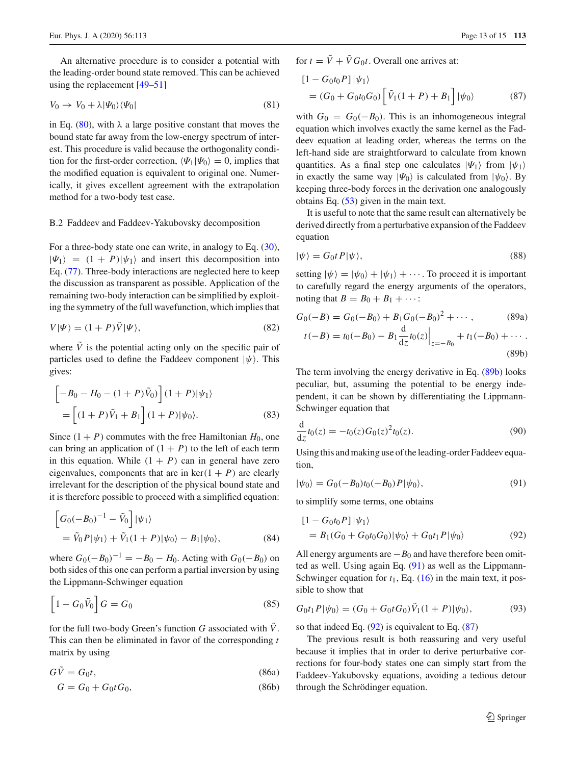An alternative procedure is to consider a potential with the leading-order bound state removed. This can be achieved using the replacement [49–51]

$$V_0 \to V_0 + \lambda|\Psi_0\rangle\langle\Psi_0| \tag{81}$$

in Eq. (80), with $\lambda$ a large positive constant that moves the bound state far away from the low-energy spectrum of interest. This procedure is valid because the orthogonality condition for the first-order correction, $\langle\Psi_1|\Psi_0\rangle = 0$, implies that the modified equation is equivalent to original one. Numerically, it gives excellent agreement with the extrapolation method for a two-body test case.

### B.2 Faddeev and Faddeev-Yakubovsky decomposition

For a three-body state one can write, in analogy to Eq. (30), $|\Psi_1\rangle = (1+P)|\psi_1\rangle$ and insert this decomposition into Eq. (77). Three-body interactions are neglected here to keep the discussion as transparent as possible. Application of the remaining two-body interaction can be simplified by exploiting the symmetry of the full wavefunction, which implies that

$$V|\Psi\rangle = (1+P)\tilde{V}|\Psi\rangle, \tag{82}$$

where $\tilde{V}$ is the potential acting only on the specific pair of particles used to define the Faddeev component $|\psi\rangle$. This gives:

$$\begin{aligned}&\left[-B_0 - H_0 - (1+P)\tilde{V}_0\right](1+P)|\psi_1\rangle\\ &\quad = \left[(1+P)\tilde{V}_1 + B_1\right](1+P)|\psi_0\rangle.\end{aligned} \tag{83}$$

Since $(1+P)$ commutes with the free Hamiltonian $H_0$, one can bring an application of $(1+P)$ to the left of each term in this equation. While $(1+P)$ can in general have zero eigenvalues, components that are in $\ker(1+P)$ are clearly irrelevant for the description of the physical bound state and it is therefore possible to proceed with a simplified equation:

$$\begin{aligned}&\left[G_0(-B_0)^{-1} - \tilde{V}_0\right]|\psi_1\rangle\\ &\quad = \tilde{V}_0 P|\psi_1\rangle + \tilde{V}_1(1+P)|\psi_0\rangle - B_1|\psi_0\rangle,\end{aligned} \tag{84}$$

where $G_0(-B_0)^{-1} = -B_0 - H_0$. Acting with $G_0(-B_0)$ on both sides of this one can perform a partial inversion by using the Lippmann-Schwinger equation

$$\left[1 - G_0\tilde{V}_0\right]G = G_0 \tag{85}$$

for the full two-body Green's function $G$ associated with $\tilde{V}$. This can then be eliminated in favor of the corresponding $t$ matrix by using

$$G\tilde{V} = G_0 t, \tag{86a}$$

$$G = G_0 + G_0 t G_0, \tag{86b}$$

for $t = \tilde{V} + \tilde{V}G_0 t$. Overall one arrives at:

$$\begin{aligned}&\left[1 - G_0 t_0 P\right]|\psi_1\rangle\\ &\quad = (G_0 + G_0 t_0 G_0)\left[\tilde{V}_1(1+P) + B_1\right]|\psi_0\rangle\end{aligned} \tag{87}$$

with $G_0 = G_0(-B_0)$. This is an inhomogeneous integral equation which involves exactly the same kernel as the Faddeev equation at leading order, whereas the terms on the left-hand side are straightforward to calculate from known quantities. As a final step one calculates $|\Psi_1\rangle$ from $|\psi_1\rangle$ in exactly the same way $|\Psi_0\rangle$ is calculated from $|\psi_0\rangle$. By keeping three-body forces in the derivation one analogously obtains Eq. (53) given in the main text.

It is useful to note that the same result can alternatively be derived directly from a perturbative expansion of the Faddeev equation

$$|\psi\rangle = G_0 t P|\psi\rangle, \tag{88}$$

setting $|\psi\rangle = |\psi_0\rangle + |\psi_1\rangle + \cdots$. To proceed it is important to carefully regard the energy arguments of the operators, noting that $B = B_0 + B_1 + \cdots$:

$$G_0(-B) = G_0(-B_0) + B_1 G_0(-B_0)^2 + \cdots, \tag{89a}$$

$$t(-B) = t_0(-B_0) - B_1 \frac{\mathrm{d}}{\mathrm{d}z}t_0(z)\Big|_{z=-B_0} + t_1(-B_0) + \cdots. \tag{89b}$$

The term involving the energy derivative in Eq. (89b) looks peculiar, but, assuming the potential to be energy independent, it can be shown by differentiating the Lippmann-Schwinger equation that

$$\frac{\mathrm{d}}{\mathrm{d}z}t_0(z) = -t_0(z)G_0(z)^2 t_0(z). \tag{90}$$

Using this and making use of the leading-order Faddeev equation,

$$|\psi_0\rangle = G_0(-B_0)t_0(-B_0)P|\psi_0\rangle, \tag{91}$$

to simplify some terms, one obtains

$$\begin{aligned}&\left[1 - G_0 t_0 P\right]|\psi_1\rangle\\ &\quad = B_1(G_0 + G_0 t_0 G_0)|\psi_0\rangle + G_0 t_1 P|\psi_0\rangle\end{aligned} \tag{92}$$

All energy arguments are $-B_0$ and have therefore been omitted as well. Using again Eq. (91) as well as the Lippmann-Schwinger equation for $t_1$, Eq. (16) in the main text, it possible to show that

$$G_0 t_1 P|\psi_0\rangle = (G_0 + G_0 t G_0)\tilde{V}_1(1+P)|\psi_0\rangle, \tag{93}$$

so that indeed Eq. (92) is equivalent to Eq. (87)

The previous result is both reassuring and very useful because it implies that in order to derive perturbative corrections for four-body states one can simply start from the Faddeev-Yakubovsky equations, avoiding a tedious detour through the Schrödinger equation.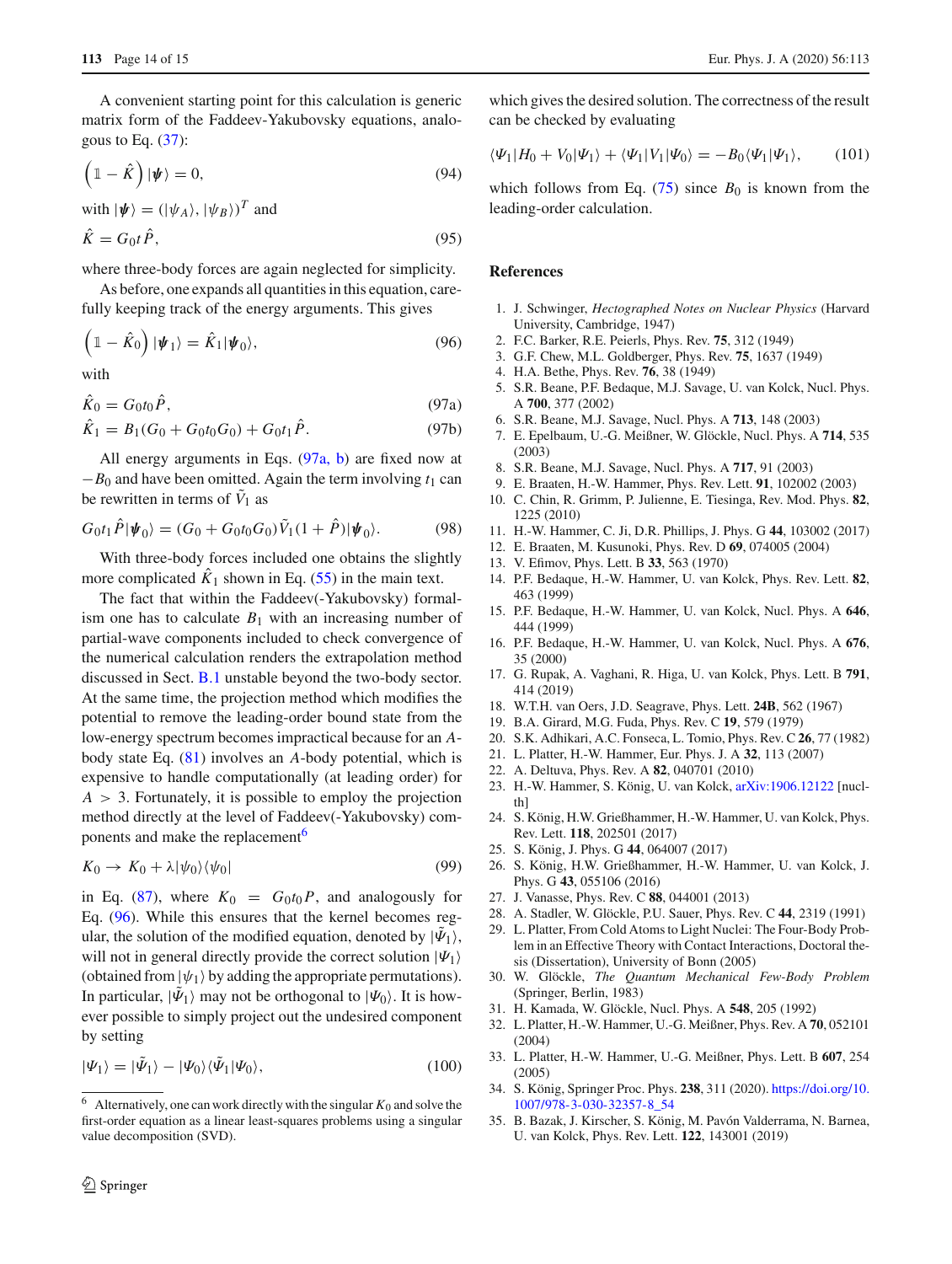A convenient starting point for this calculation is generic matrix form of the Faddeev-Yakubovsky equations, analogous to Eq. (37):

$$\left(\mathbb{1} - \hat{K}\right)|\boldsymbol{\psi}\rangle = 0, \tag{94}$$

with $|\boldsymbol{\psi}\rangle = (|\psi_A\rangle, |\psi_B\rangle)^T$ and

$$\hat{K} = G_0 t \hat{P}, \tag{95}$$

where three-body forces are again neglected for simplicity.

As before, one expands all quantities in this equation, carefully keeping track of the energy arguments. This gives

$$\left(\mathbb{1} - \hat{K}_0\right)|\boldsymbol{\psi}_1\rangle = \hat{K}_1|\boldsymbol{\psi}_0\rangle, \tag{96}$$

with

$$\hat{K}_0 = G_0 t_0 \hat{P}, \tag{97a}$$

$$\hat{K}_1 = B_1(G_0 + G_0 t_0 G_0) + G_0 t_1 \hat{P}. \tag{97b}$$

All energy arguments in Eqs. (97a, b) are fixed now at $-B_0$ and have been omitted. Again the term involving $t_1$ can be rewritten in terms of $\tilde{V}_1$ as

$$G_0 t_1 \hat{P}|\boldsymbol{\psi}_0\rangle = (G_0 + G_0 t_0 G_0)\tilde{V}_1(1 + \hat{P})|\boldsymbol{\psi}_0\rangle. \tag{98}$$

With three-body forces included one obtains the slightly more complicated $\hat{K}_1$ shown in Eq. (55) in the main text.

The fact that within the Faddeev(-Yakubovsky) formalism one has to calculate $B_1$ with an increasing number of partial-wave components included to check convergence of the numerical calculation renders the extrapolation method discussed in Sect. B.1 unstable beyond the two-body sector. At the same time, the projection method which modifies the potential to remove the leading-order bound state from the low-energy spectrum becomes impractical because for an $A$-body state Eq. (81) involves an $A$-body potential, which is expensive to handle computationally (at leading order) for $A > 3$. Fortunately, it is possible to employ the projection method directly at the level of Faddeev(-Yakubovsky) components and make the replacement[6]

$$K_0 \to K_0 + \lambda|\psi_0\rangle\langle\psi_0| \tag{99}$$

in Eq. (87), where $K_0 = G_0 t_0 P$, and analogously for Eq. (96). While this ensures that the kernel becomes regular, the solution of the modified equation, denoted by $|\tilde{\Psi}_1\rangle$, will not in general directly provide the correct solution $|\Psi_1\rangle$ (obtained from $|\psi_1\rangle$ by adding the appropriate permutations). In particular, $|\tilde{\Psi}_1\rangle$ may not be orthogonal to $|\Psi_0\rangle$. It is however possible to simply project out the undesired component by setting

$$|\Psi_1\rangle = |\tilde{\Psi}_1\rangle - |\Psi_0\rangle\langle\tilde{\Psi}_1|\Psi_0\rangle, \tag{100}$$

which gives the desired solution. The correctness of the result can be checked by evaluating

$$\langle\Psi_1|H_0 + V_0|\Psi_1\rangle + \langle\Psi_1|V_1|\Psi_0\rangle = -B_0\langle\Psi_1|\Psi_1\rangle, \tag{101}$$

which follows from Eq. (75) since $B_0$ is known from the leading-order calculation.

[6] Alternatively, one can work directly with the singular $K_0$ and solve the first-order equation as a linear least-squares problems using a singular value decomposition (SVD).

## References

1. J. Schwinger, *Hectographed Notes on Nuclear Physics* (Harvard University, Cambridge, 1947)
2. F.C. Barker, R.E. Peierls, Phys. Rev. **75**, 312 (1949)
3. G.F. Chew, M.L. Goldberger, Phys. Rev. **75**, 1637 (1949)
4. H.A. Bethe, Phys. Rev. **76**, 38 (1949)
5. S.R. Beane, P.F. Bedaque, M.J. Savage, U. van Kolck, Nucl. Phys. A **700**, 377 (2002)
6. S.R. Beane, M.J. Savage, Nucl. Phys. A **713**, 148 (2003)
7. E. Epelbaum, U.-G. Meißner, W. Glöckle, Nucl. Phys. A **714**, 535 (2003)
8. S.R. Beane, M.J. Savage, Nucl. Phys. A **717**, 91 (2003)
9. E. Braaten, H.-W. Hammer, Phys. Rev. Lett. **91**, 102002 (2003)
10. C. Chin, R. Grimm, P. Julienne, E. Tiesinga, Rev. Mod. Phys. **82**, 1225 (2010)
11. H.-W. Hammer, C. Ji, D.R. Phillips, J. Phys. G **44**, 103002 (2017)
12. E. Braaten, M. Kusunoki, Phys. Rev. D **69**, 074005 (2004)
13. V. Efimov, Phys. Lett. B **33**, 563 (1970)
14. P.F. Bedaque, H.-W. Hammer, U. van Kolck, Phys. Rev. Lett. **82**, 463 (1999)
15. P.F. Bedaque, H.-W. Hammer, U. van Kolck, Nucl. Phys. A **646**, 444 (1999)
16. P.F. Bedaque, H.-W. Hammer, U. van Kolck, Nucl. Phys. A **676**, 35 (2000)
17. G. Rupak, A. Vaghani, R. Higa, U. van Kolck, Phys. Lett. B **791**, 414 (2019)
18. W.T.H. van Oers, J.D. Seagrave, Phys. Lett. **24B**, 562 (1967)
19. B.A. Girard, M.G. Fuda, Phys. Rev. C **19**, 579 (1979)
20. S.K. Adhikari, A.C. Fonseca, L. Tomio, Phys. Rev. C **26**, 77 (1982)
21. L. Platter, H.-W. Hammer, Eur. Phys. J. A **32**, 113 (2007)
22. A. Deltuva, Phys. Rev. A **82**, 040701 (2010)
23. H.-W. Hammer, S. König, U. van Kolck, arXiv:1906.12122 [nucl-th]
24. S. König, H.W. Grießhammer, H.-W. Hammer, U. van Kolck, Phys. Rev. Lett. **118**, 202501 (2017)
25. S. König, J. Phys. G **44**, 064007 (2017)
26. S. König, H.W. Grießhammer, H.-W. Hammer, U. van Kolck, J. Phys. G **43**, 055106 (2016)
27. J. Vanasse, Phys. Rev. C **88**, 044001 (2013)
28. A. Stadler, W. Glöckle, P.U. Sauer, Phys. Rev. C **44**, 2319 (1991)
29. L. Platter, From Cold Atoms to Light Nuclei: The Four-Body Problem in an Effective Theory with Contact Interactions, Doctoral thesis (Dissertation), University of Bonn (2005)
30. W. Glöckle, *The Quantum Mechanical Few-Body Problem* (Springer, Berlin, 1983)
31. H. Kamada, W. Glöckle, Nucl. Phys. A **548**, 205 (1992)
32. L. Platter, H.-W. Hammer, U.-G. Meißner, Phys. Rev. A **70**, 052101 (2004)
33. L. Platter, H.-W. Hammer, U.-G. Meißner, Phys. Lett. B **607**, 254 (2005)
34. S. König, Springer Proc. Phys. **238**, 311 (2020). https://doi.org/10.1007/978-3-030-32357-8_54
35. B. Bazak, J. Kirscher, S. König, M. Pavón Valderrama, N. Barnea, U. van Kolck, Phys. Rev. Lett. **122**, 143001 (2019)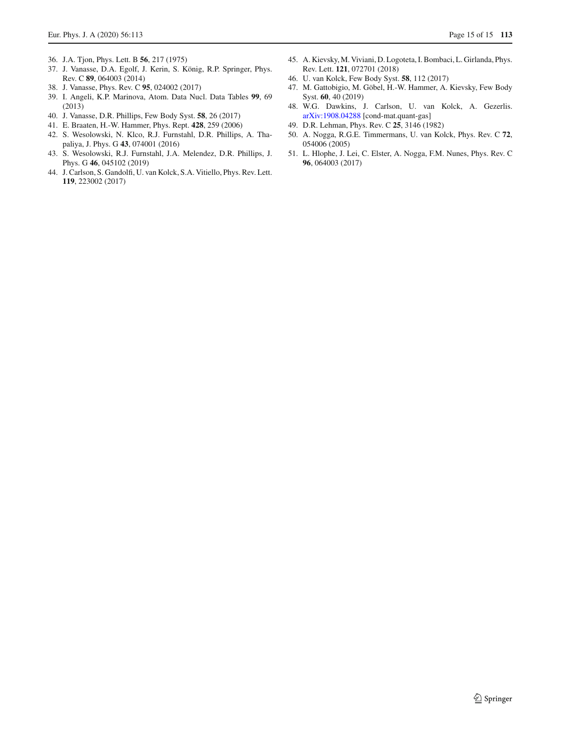36. J.A. Tjon, Phys. Lett. B **56**, 217 (1975)
37. J. Vanasse, D.A. Egolf, J. Kerin, S. König, R.P. Springer, Phys. Rev. C **89**, 064003 (2014)
38. J. Vanasse, Phys. Rev. C **95**, 024002 (2017)
39. I. Angeli, K.P. Marinova, Atom. Data Nucl. Data Tables **99**, 69 (2013)
40. J. Vanasse, D.R. Phillips, Few Body Syst. **58**, 26 (2017)
41. E. Braaten, H.-W. Hammer, Phys. Rept. **428**, 259 (2006)
42. S. Wesolowski, N. Klco, R.J. Furnstahl, D.R. Phillips, A. Thapaliya, J. Phys. G **43**, 074001 (2016)
43. S. Wesolowski, R.J. Furnstahl, J.A. Melendez, D.R. Phillips, J. Phys. G **46**, 045102 (2019)
44. J. Carlson, S. Gandolfi, U. van Kolck, S.A. Vitiello, Phys. Rev. Lett. **119**, 223002 (2017)
45. A. Kievsky, M. Viviani, D. Logoteta, I. Bombaci, L. Girlanda, Phys. Rev. Lett. **121**, 072701 (2018)
46. U. van Kolck, Few Body Syst. **58**, 112 (2017)
47. M. Gattobigio, M. Göbel, H.-W. Hammer, A. Kievsky, Few Body Syst. **60**, 40 (2019)
48. W.G. Dawkins, J. Carlson, U. van Kolck, A. Gezerlis. arXiv:1908.04288 [cond-mat.quant-gas]
49. D.R. Lehman, Phys. Rev. C **25**, 3146 (1982)
50. A. Nogga, R.G.E. Timmermans, U. van Kolck, Phys. Rev. C **72**, 054006 (2005)
51. L. Hlophe, J. Lei, C. Elster, A. Nogga, F.M. Nunes, Phys. Rev. C **96**, 064003 (2017)